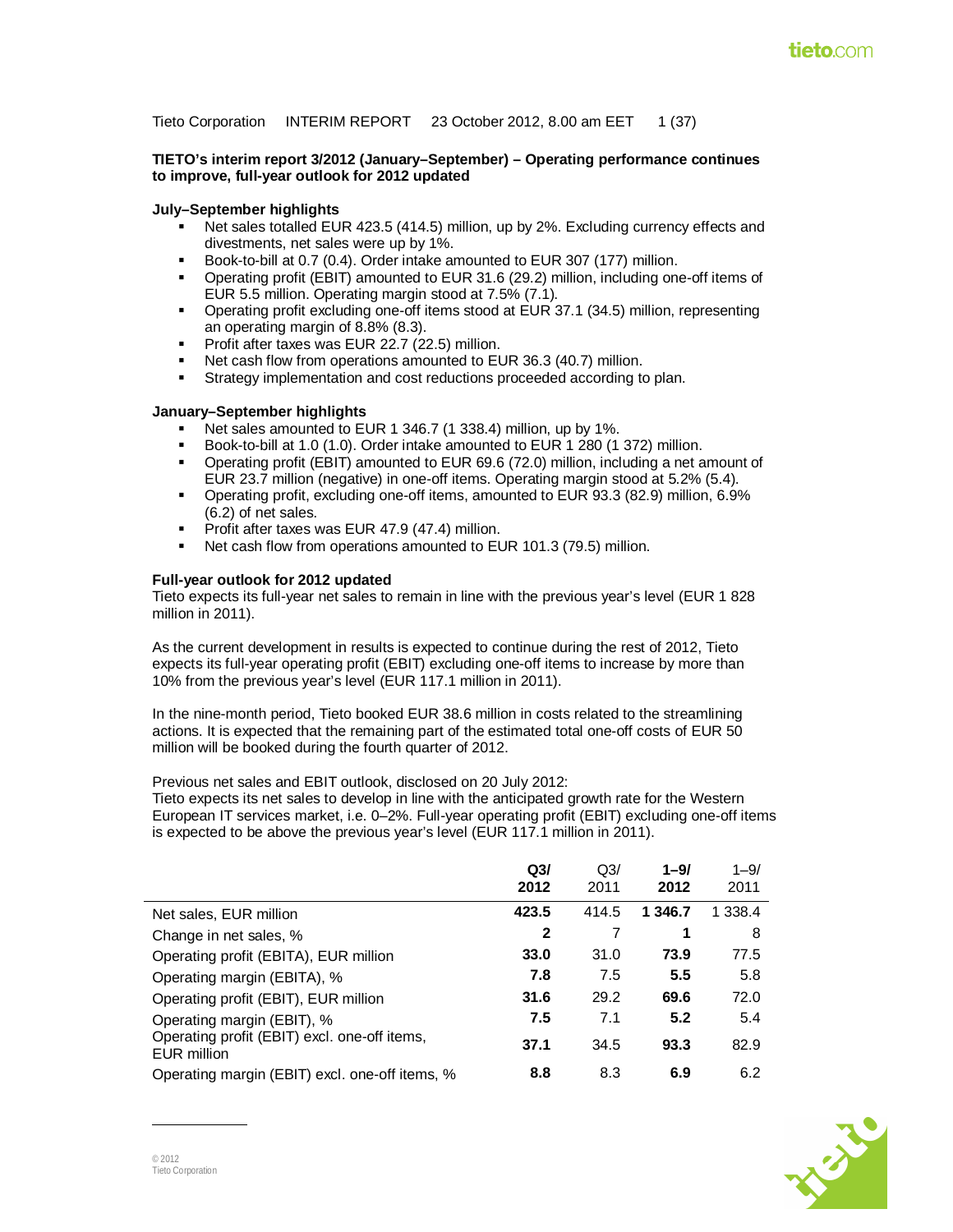Tieto Corporation INTERIM REPORT 23 October 2012, 8.00 am EET

**TIETO's interim report 3/2012 (January–September) – Operating performance continues to improve, full-year outlook for 2012 updated**

**July–September highlights**

- Net sales totalled EUR 423.5 (414.5) million, up by 2%. Excluding currency effects and divestments, net sales were up by 1%.
- Book-to-bill at 0.7 (0.4). Order intake amounted to EUR 307 (177) million.
- Operating profit (EBIT) amounted to EUR 31.6 (29.2) million, including one-off items of EUR 5.5 million. Operating margin stood at 7.5% (7.1).
- Operating profit excluding one-off items stood at EUR 37.1 (34.5) million, representing an operating margin of 8.8% (8.3).
- Profit after taxes was EUR 22.7 (22.5) million.
- Net cash flow from operations amounted to EUR 36.3 (40.7) million.
- Strategy implementation and cost reductions proceeded according to plan.

**January–September highlights**

- Net sales amounted to EUR 1 346.7 (1 338.4) million, up by 1%.
- Book-to-bill at 1.0 (1.0). Order intake amounted to EUR 1 280 (1 372) million.
- Operating profit (EBIT) amounted to EUR 69.6 (72.0) million, including a net amount of EUR 23.7 million (negative) in one-off items. Operating margin stood at 5.2% (5.4).
- Operating profit, excluding one-off items, amounted to EUR 93.3 (82.9) million, 6.9% (6.2) of net sales.
- Profit after taxes was EUR 47.9 (47.4) million.
- Net cash flow from operations amounted to EUR 101.3 (79.5) million.

**Full-year outlook for 2012 updated**

Tieto expects its full-year net sales to remain in line with the previous year's level (EUR 1 828 million in 2011).

As the current development in results is expected to continue during the rest of 2012, Tieto expects its full-year operating profit (EBIT) excluding one-off items to increase by more than 10% from the previous year's level (EUR 117.1 million in 2011).

In the nine-month period, Tieto booked EUR 38.6 million in costs related to the streamlining actions. It is expected that the remaining part of the estimated total one-off costs of EUR 50 million will be booked during the fourth quarter of 2012.

Previous net sales and EBIT outlook, disclosed on 20 July 2012:
Tieto expects its net sales to develop in line with the anticipated growth rate for the Western European IT services market, i.e. 0–2%. Full-year operating profit (EBIT) excluding one-off items is expected to be above the previous year's level (EUR 117.1 million in 2011).

| | **Q3/ 2012** | Q3/ 2011 | **1–9/ 2012** | 1–9/ 2011 |
|---|---|---|---|---|
| Net sales, EUR million | **423.5** | 414.5 | **1 346.7** | 1 338.4 |
| Change in net sales, % | **2** | 7 | **1** | 8 |
| Operating profit (EBITA), EUR million | **33.0** | 31.0 | **73.9** | 77.5 |
| Operating margin (EBITA), % | **7.8** | 7.5 | **5.5** | 5.8 |
| Operating profit (EBIT), EUR million | **31.6** | 29.2 | **69.6** | 72.0 |
| Operating margin (EBIT), % | **7.5** | 7.1 | **5.2** | 5.4 |
| Operating profit (EBIT) excl. one-off items, EUR million | **37.1** | 34.5 | **93.3** | 82.9 |
| Operating margin (EBIT) excl. one-off items, % | **8.8** | 8.3 | **6.9** | 6.2 |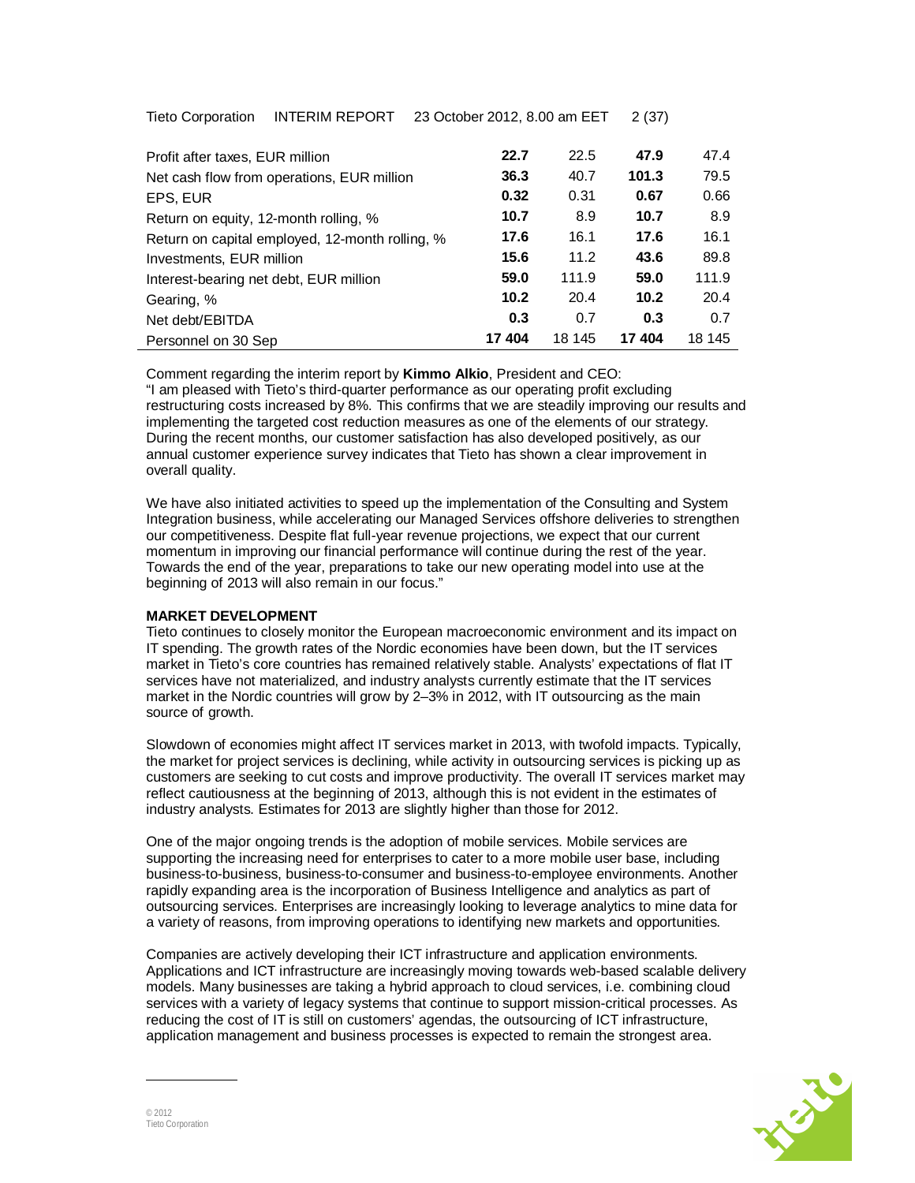| | | | | |
|---|---|---|---|---|
| Profit after taxes, EUR million | **22.7** | 22.5 | **47.9** | 47.4 |
| Net cash flow from operations, EUR million | **36.3** | 40.7 | **101.3** | 79.5 |
| EPS, EUR | **0.32** | 0.31 | **0.67** | 0.66 |
| Return on equity, 12-month rolling, % | **10.7** | 8.9 | **10.7** | 8.9 |
| Return on capital employed, 12-month rolling, % | **17.6** | 16.1 | **17.6** | 16.1 |
| Investments, EUR million | **15.6** | 11.2 | **43.6** | 89.8 |
| Interest-bearing net debt, EUR million | **59.0** | 111.9 | **59.0** | 111.9 |
| Gearing, % | **10.2** | 20.4 | **10.2** | 20.4 |
| Net debt/EBITDA | **0.3** | 0.7 | **0.3** | 0.7 |
| Personnel on 30 Sep | **17 404** | 18 145 | **17 404** | 18 145 |

Comment regarding the interim report by **Kimmo Alkio**, President and CEO:
"I am pleased with Tieto's third-quarter performance as our operating profit excluding restructuring costs increased by 8%. This confirms that we are steadily improving our results and implementing the targeted cost reduction measures as one of the elements of our strategy. During the recent months, our customer satisfaction has also developed positively, as our annual customer experience survey indicates that Tieto has shown a clear improvement in overall quality.

We have also initiated activities to speed up the implementation of the Consulting and System Integration business, while accelerating our Managed Services offshore deliveries to strengthen our competitiveness. Despite flat full-year revenue projections, we expect that our current momentum in improving our financial performance will continue during the rest of the year. Towards the end of the year, preparations to take our new operating model into use at the beginning of 2013 will also remain in our focus."

## MARKET DEVELOPMENT

Tieto continues to closely monitor the European macroeconomic environment and its impact on IT spending. The growth rates of the Nordic economies have been down, but the IT services market in Tieto's core countries has remained relatively stable. Analysts' expectations of flat IT services have not materialized, and industry analysts currently estimate that the IT services market in the Nordic countries will grow by 2–3% in 2012, with IT outsourcing as the main source of growth.

Slowdown of economies might affect IT services market in 2013, with twofold impacts. Typically, the market for project services is declining, while activity in outsourcing services is picking up as customers are seeking to cut costs and improve productivity. The overall IT services market may reflect cautiousness at the beginning of 2013, although this is not evident in the estimates of industry analysts. Estimates for 2013 are slightly higher than those for 2012.

One of the major ongoing trends is the adoption of mobile services. Mobile services are supporting the increasing need for enterprises to cater to a more mobile user base, including business-to-business, business-to-consumer and business-to-employee environments. Another rapidly expanding area is the incorporation of Business Intelligence and analytics as part of outsourcing services. Enterprises are increasingly looking to leverage analytics to mine data for a variety of reasons, from improving operations to identifying new markets and opportunities.

Companies are actively developing their ICT infrastructure and application environments. Applications and ICT infrastructure are increasingly moving towards web-based scalable delivery models. Many businesses are taking a hybrid approach to cloud services, i.e. combining cloud services with a variety of legacy systems that continue to support mission-critical processes. As reducing the cost of IT is still on customers' agendas, the outsourcing of ICT infrastructure, application management and business processes is expected to remain the strongest area.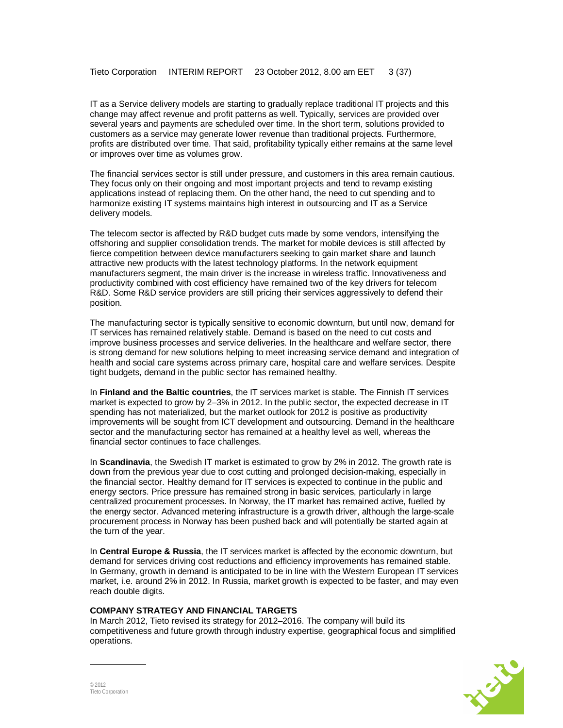IT as a Service delivery models are starting to gradually replace traditional IT projects and this change may affect revenue and profit patterns as well. Typically, services are provided over several years and payments are scheduled over time. In the short term, solutions provided to customers as a service may generate lower revenue than traditional projects. Furthermore, profits are distributed over time. That said, profitability typically either remains at the same level or improves over time as volumes grow.

The financial services sector is still under pressure, and customers in this area remain cautious. They focus only on their ongoing and most important projects and tend to revamp existing applications instead of replacing them. On the other hand, the need to cut spending and to harmonize existing IT systems maintains high interest in outsourcing and IT as a Service delivery models.

The telecom sector is affected by R&D budget cuts made by some vendors, intensifying the offshoring and supplier consolidation trends. The market for mobile devices is still affected by fierce competition between device manufacturers seeking to gain market share and launch attractive new products with the latest technology platforms. In the network equipment manufacturers segment, the main driver is the increase in wireless traffic. Innovativeness and productivity combined with cost efficiency have remained two of the key drivers for telecom R&D. Some R&D service providers are still pricing their services aggressively to defend their position.

The manufacturing sector is typically sensitive to economic downturn, but until now, demand for IT services has remained relatively stable. Demand is based on the need to cut costs and improve business processes and service deliveries. In the healthcare and welfare sector, there is strong demand for new solutions helping to meet increasing service demand and integration of health and social care systems across primary care, hospital care and welfare services. Despite tight budgets, demand in the public sector has remained healthy.

In **Finland and the Baltic countries**, the IT services market is stable. The Finnish IT services market is expected to grow by 2–3% in 2012. In the public sector, the expected decrease in IT spending has not materialized, but the market outlook for 2012 is positive as productivity improvements will be sought from ICT development and outsourcing. Demand in the healthcare sector and the manufacturing sector has remained at a healthy level as well, whereas the financial sector continues to face challenges.

In **Scandinavia**, the Swedish IT market is estimated to grow by 2% in 2012. The growth rate is down from the previous year due to cost cutting and prolonged decision-making, especially in the financial sector. Healthy demand for IT services is expected to continue in the public and energy sectors. Price pressure has remained strong in basic services, particularly in large centralized procurement processes. In Norway, the IT market has remained active, fuelled by the energy sector. Advanced metering infrastructure is a growth driver, although the large-scale procurement process in Norway has been pushed back and will potentially be started again at the turn of the year.

In **Central Europe & Russia**, the IT services market is affected by the economic downturn, but demand for services driving cost reductions and efficiency improvements has remained stable. In Germany, growth in demand is anticipated to be in line with the Western European IT services market, i.e. around 2% in 2012. In Russia, market growth is expected to be faster, and may even reach double digits.

## COMPANY STRATEGY AND FINANCIAL TARGETS

In March 2012, Tieto revised its strategy for 2012–2016. The company will build its competitiveness and future growth through industry expertise, geographical focus and simplified operations.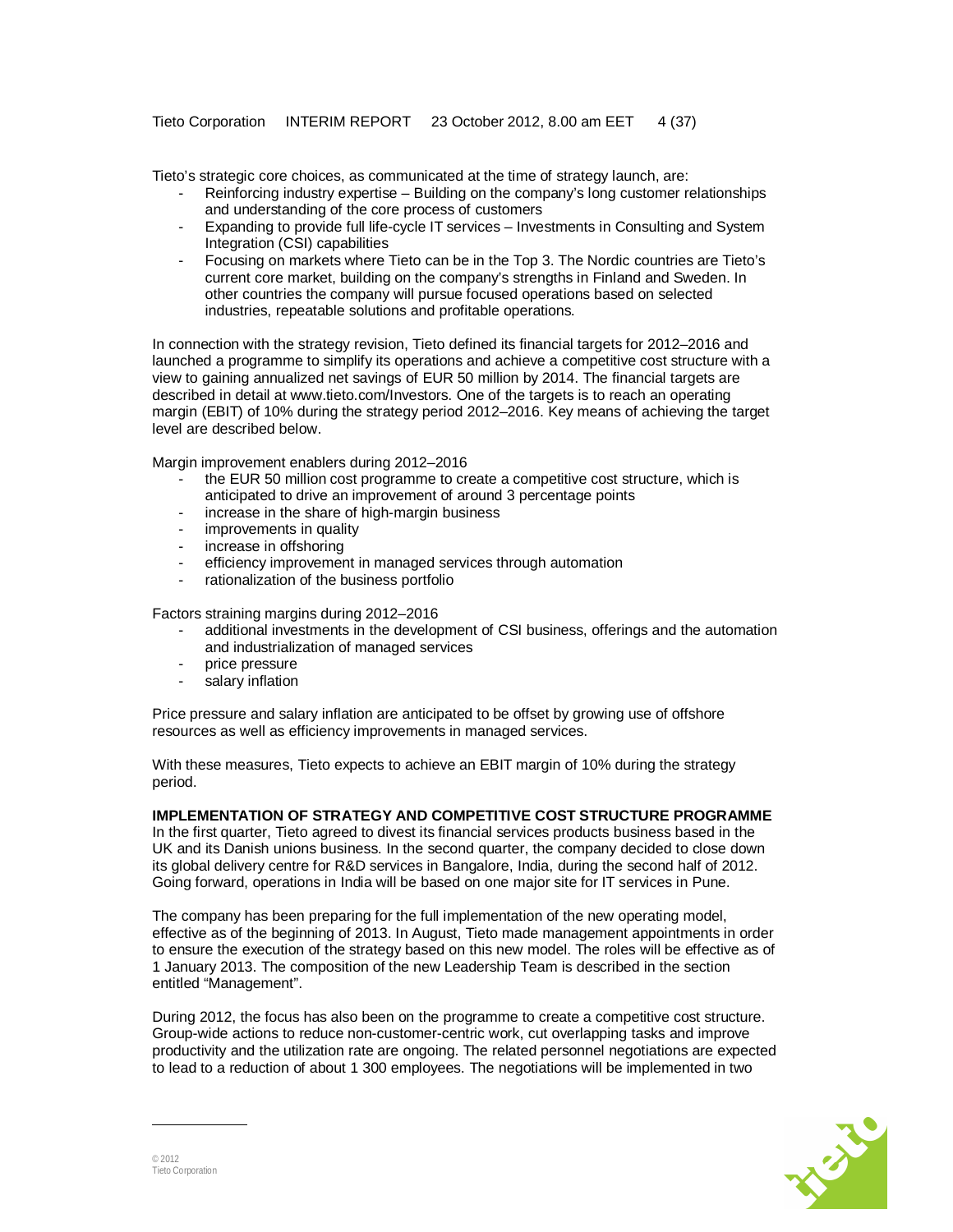Tieto's strategic core choices, as communicated at the time of strategy launch, are:

- Reinforcing industry expertise – Building on the company's long customer relationships and understanding of the core process of customers
- Expanding to provide full life-cycle IT services – Investments in Consulting and System Integration (CSI) capabilities
- Focusing on markets where Tieto can be in the Top 3. The Nordic countries are Tieto's current core market, building on the company's strengths in Finland and Sweden. In other countries the company will pursue focused operations based on selected industries, repeatable solutions and profitable operations.

In connection with the strategy revision, Tieto defined its financial targets for 2012–2016 and launched a programme to simplify its operations and achieve a competitive cost structure with a view to gaining annualized net savings of EUR 50 million by 2014. The financial targets are described in detail at www.tieto.com/Investors. One of the targets is to reach an operating margin (EBIT) of 10% during the strategy period 2012–2016. Key means of achieving the target level are described below.

Margin improvement enablers during 2012–2016

- the EUR 50 million cost programme to create a competitive cost structure, which is anticipated to drive an improvement of around 3 percentage points
- increase in the share of high-margin business
- improvements in quality
- increase in offshoring
- efficiency improvement in managed services through automation
- rationalization of the business portfolio

Factors straining margins during 2012–2016

- additional investments in the development of CSI business, offerings and the automation and industrialization of managed services
- price pressure
- salary inflation

Price pressure and salary inflation are anticipated to be offset by growing use of offshore resources as well as efficiency improvements in managed services.

With these measures, Tieto expects to achieve an EBIT margin of 10% during the strategy period.

**IMPLEMENTATION OF STRATEGY AND COMPETITIVE COST STRUCTURE PROGRAMME**

In the first quarter, Tieto agreed to divest its financial services products business based in the UK and its Danish unions business. In the second quarter, the company decided to close down its global delivery centre for R&D services in Bangalore, India, during the second half of 2012. Going forward, operations in India will be based on one major site for IT services in Pune.

The company has been preparing for the full implementation of the new operating model, effective as of the beginning of 2013. In August, Tieto made management appointments in order to ensure the execution of the strategy based on this new model. The roles will be effective as of 1 January 2013. The composition of the new Leadership Team is described in the section entitled "Management".

During 2012, the focus has also been on the programme to create a competitive cost structure. Group-wide actions to reduce non-customer-centric work, cut overlapping tasks and improve productivity and the utilization rate are ongoing. The related personnel negotiations are expected to lead to a reduction of about 1 300 employees. The negotiations will be implemented in two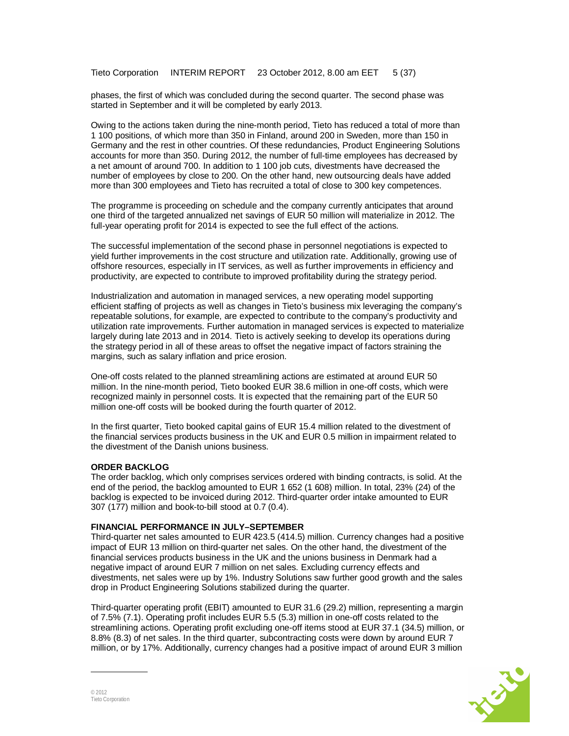phases, the first of which was concluded during the second quarter. The second phase was started in September and it will be completed by early 2013.

Owing to the actions taken during the nine-month period, Tieto has reduced a total of more than 1 100 positions, of which more than 350 in Finland, around 200 in Sweden, more than 150 in Germany and the rest in other countries. Of these redundancies, Product Engineering Solutions accounts for more than 350. During 2012, the number of full-time employees has decreased by a net amount of around 700. In addition to 1 100 job cuts, divestments have decreased the number of employees by close to 200. On the other hand, new outsourcing deals have added more than 300 employees and Tieto has recruited a total of close to 300 key competences.

The programme is proceeding on schedule and the company currently anticipates that around one third of the targeted annualized net savings of EUR 50 million will materialize in 2012. The full-year operating profit for 2014 is expected to see the full effect of the actions.

The successful implementation of the second phase in personnel negotiations is expected to yield further improvements in the cost structure and utilization rate. Additionally, growing use of offshore resources, especially in IT services, as well as further improvements in efficiency and productivity, are expected to contribute to improved profitability during the strategy period.

Industrialization and automation in managed services, a new operating model supporting efficient staffing of projects as well as changes in Tieto's business mix leveraging the company's repeatable solutions, for example, are expected to contribute to the company's productivity and utilization rate improvements. Further automation in managed services is expected to materialize largely during late 2013 and in 2014. Tieto is actively seeking to develop its operations during the strategy period in all of these areas to offset the negative impact of factors straining the margins, such as salary inflation and price erosion.

One-off costs related to the planned streamlining actions are estimated at around EUR 50 million. In the nine-month period, Tieto booked EUR 38.6 million in one-off costs, which were recognized mainly in personnel costs. It is expected that the remaining part of the EUR 50 million one-off costs will be booked during the fourth quarter of 2012.

In the first quarter, Tieto booked capital gains of EUR 15.4 million related to the divestment of the financial services products business in the UK and EUR 0.5 million in impairment related to the divestment of the Danish unions business.

## ORDER BACKLOG

The order backlog, which only comprises services ordered with binding contracts, is solid. At the end of the period, the backlog amounted to EUR 1 652 (1 608) million. In total, 23% (24) of the backlog is expected to be invoiced during 2012. Third-quarter order intake amounted to EUR 307 (177) million and book-to-bill stood at 0.7 (0.4).

## FINANCIAL PERFORMANCE IN JULY–SEPTEMBER

Third-quarter net sales amounted to EUR 423.5 (414.5) million. Currency changes had a positive impact of EUR 13 million on third-quarter net sales. On the other hand, the divestment of the financial services products business in the UK and the unions business in Denmark had a negative impact of around EUR 7 million on net sales. Excluding currency effects and divestments, net sales were up by 1%. Industry Solutions saw further good growth and the sales drop in Product Engineering Solutions stabilized during the quarter.

Third-quarter operating profit (EBIT) amounted to EUR 31.6 (29.2) million, representing a margin of 7.5% (7.1). Operating profit includes EUR 5.5 (5.3) million in one-off costs related to the streamlining actions. Operating profit excluding one-off items stood at EUR 37.1 (34.5) million, or 8.8% (8.3) of net sales. In the third quarter, subcontracting costs were down by around EUR 7 million, or by 17%. Additionally, currency changes had a positive impact of around EUR 3 million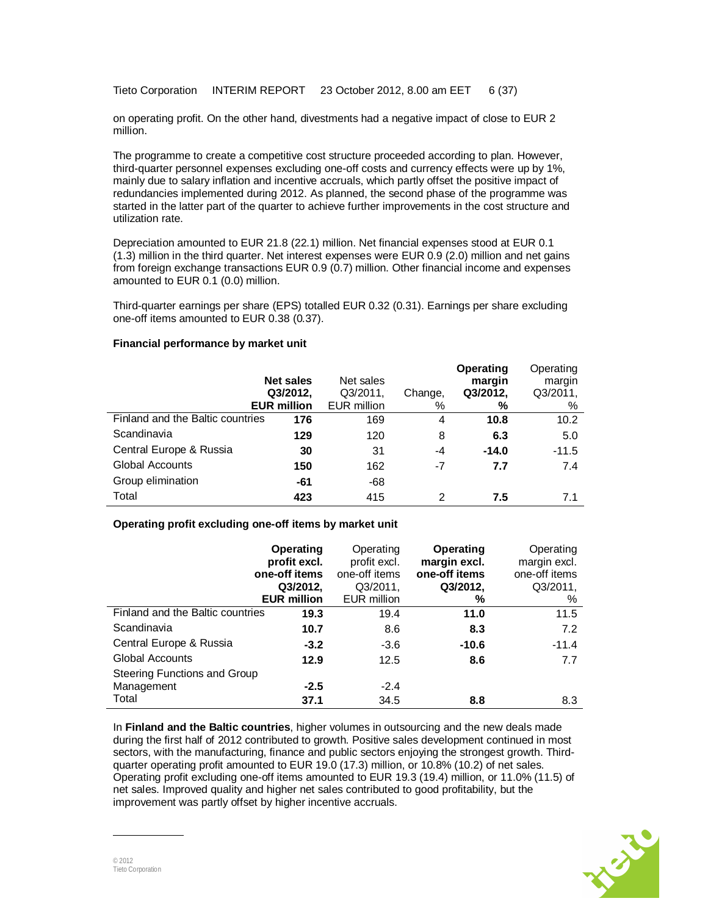on operating profit. On the other hand, divestments had a negative impact of close to EUR 2 million.

The programme to create a competitive cost structure proceeded according to plan. However, third-quarter personnel expenses excluding one-off costs and currency effects were up by 1%, mainly due to salary inflation and incentive accruals, which partly offset the positive impact of redundancies implemented during 2012. As planned, the second phase of the programme was started in the latter part of the quarter to achieve further improvements in the cost structure and utilization rate.

Depreciation amounted to EUR 21.8 (22.1) million. Net financial expenses stood at EUR 0.1 (1.3) million in the third quarter. Net interest expenses were EUR 0.9 (2.0) million and net gains from foreign exchange transactions EUR 0.9 (0.7) million. Other financial income and expenses amounted to EUR 0.1 (0.0) million.

Third-quarter earnings per share (EPS) totalled EUR 0.32 (0.31). Earnings per share excluding one-off items amounted to EUR 0.38 (0.37).

**Financial performance by market unit**

| | **Net sales Q3/2012, EUR million** | Net sales Q3/2011, EUR million | Change, % | **Operating margin Q3/2012, %** | Operating margin Q3/2011, % |
|---|---|---|---|---|---|
| Finland and the Baltic countries | **176** | 169 | 4 | **10.8** | 10.2 |
| Scandinavia | **129** | 120 | 8 | **6.3** | 5.0 |
| Central Europe & Russia | **30** | 31 | -4 | **-14.0** | -11.5 |
| Global Accounts | **150** | 162 | -7 | **7.7** | 7.4 |
| Group elimination | **-61** | -68 | | | |
| Total | **423** | 415 | 2 | **7.5** | 7.1 |

**Operating profit excluding one-off items by market unit**

| | **Operating profit excl. one-off items Q3/2012, EUR million** | Operating profit excl. one-off items Q3/2011, EUR million | **Operating margin excl. one-off items Q3/2012, %** | Operating margin excl. one-off items Q3/2011, % |
|---|---|---|---|---|
| Finland and the Baltic countries | **19.3** | 19.4 | **11.0** | 11.5 |
| Scandinavia | **10.7** | 8.6 | **8.3** | 7.2 |
| Central Europe & Russia | **-3.2** | -3.6 | **-10.6** | -11.4 |
| Global Accounts | **12.9** | 12.5 | **8.6** | 7.7 |
| Steering Functions and Group Management | **-2.5** | -2.4 | | |
| Total | **37.1** | 34.5 | **8.8** | 8.3 |

In **Finland and the Baltic countries**, higher volumes in outsourcing and the new deals made during the first half of 2012 contributed to growth. Positive sales development continued in most sectors, with the manufacturing, finance and public sectors enjoying the strongest growth. Third-quarter operating profit amounted to EUR 19.0 (17.3) million, or 10.8% (10.2) of net sales. Operating profit excluding one-off items amounted to EUR 19.3 (19.4) million, or 11.0% (11.5) of net sales. Improved quality and higher net sales contributed to good profitability, but the improvement was partly offset by higher incentive accruals.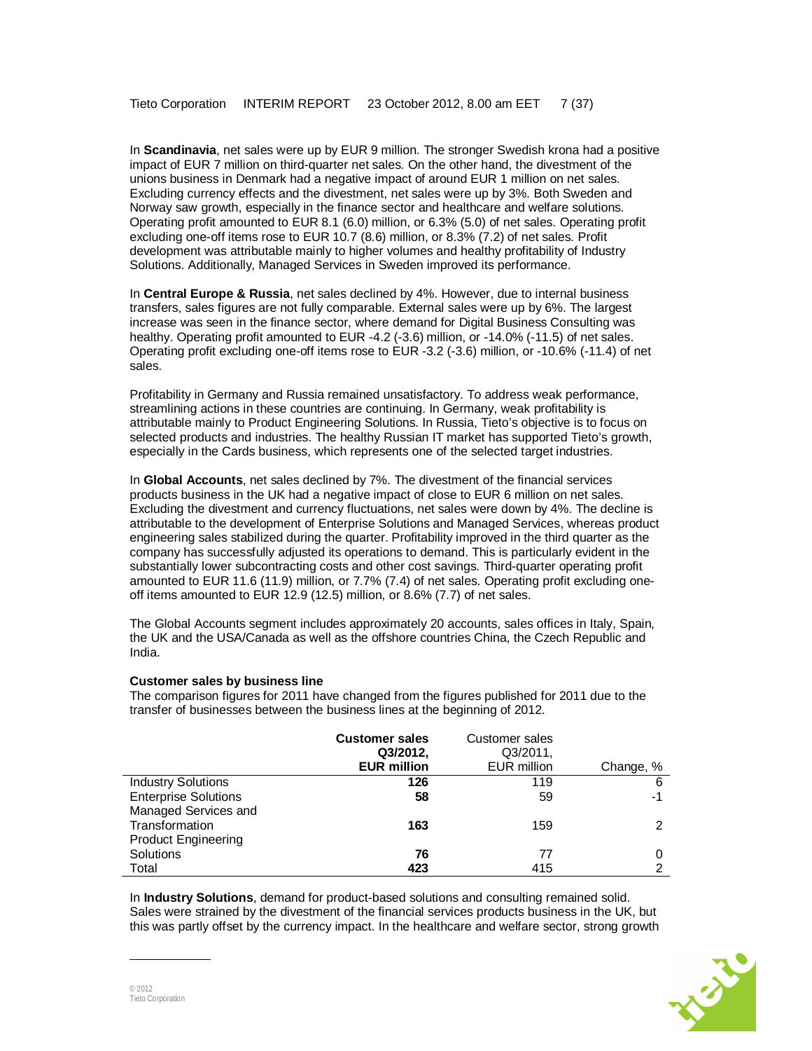In **Scandinavia**, net sales were up by EUR 9 million. The stronger Swedish krona had a positive impact of EUR 7 million on third-quarter net sales. On the other hand, the divestment of the unions business in Denmark had a negative impact of around EUR 1 million on net sales. Excluding currency effects and the divestment, net sales were up by 3%. Both Sweden and Norway saw growth, especially in the finance sector and healthcare and welfare solutions. Operating profit amounted to EUR 8.1 (6.0) million, or 6.3% (5.0) of net sales. Operating profit excluding one-off items rose to EUR 10.7 (8.6) million, or 8.3% (7.2) of net sales. Profit development was attributable mainly to higher volumes and healthy profitability of Industry Solutions. Additionally, Managed Services in Sweden improved its performance.

In **Central Europe & Russia**, net sales declined by 4%. However, due to internal business transfers, sales figures are not fully comparable. External sales were up by 6%. The largest increase was seen in the finance sector, where demand for Digital Business Consulting was healthy. Operating profit amounted to EUR -4.2 (-3.6) million, or -14.0% (-11.5) of net sales. Operating profit excluding one-off items rose to EUR -3.2 (-3.6) million, or -10.6% (-11.4) of net sales.

Profitability in Germany and Russia remained unsatisfactory. To address weak performance, streamlining actions in these countries are continuing. In Germany, weak profitability is attributable mainly to Product Engineering Solutions. In Russia, Tieto's objective is to focus on selected products and industries. The healthy Russian IT market has supported Tieto's growth, especially in the Cards business, which represents one of the selected target industries.

In **Global Accounts**, net sales declined by 7%. The divestment of the financial services products business in the UK had a negative impact of close to EUR 6 million on net sales. Excluding the divestment and currency fluctuations, net sales were down by 4%. The decline is attributable to the development of Enterprise Solutions and Managed Services, whereas product engineering sales stabilized during the quarter. Profitability improved in the third quarter as the company has successfully adjusted its operations to demand. This is particularly evident in the substantially lower subcontracting costs and other cost savings. Third-quarter operating profit amounted to EUR 11.6 (11.9) million, or 7.7% (7.4) of net sales. Operating profit excluding one-off items amounted to EUR 12.9 (12.5) million, or 8.6% (7.7) of net sales.

The Global Accounts segment includes approximately 20 accounts, sales offices in Italy, Spain, the UK and the USA/Canada as well as the offshore countries China, the Czech Republic and India.

**Customer sales by business line**

The comparison figures for 2011 have changed from the figures published for 2011 due to the transfer of businesses between the business lines at the beginning of 2012.

| | **Customer sales Q3/2012, EUR million** | Customer sales Q3/2011, EUR million | Change, % |
|---|---|---|---|
| Industry Solutions | **126** | 119 | 6 |
| Enterprise Solutions | **58** | 59 | -1 |
| Managed Services and Transformation | **163** | 159 | 2 |
| Product Engineering Solutions | **76** | 77 | 0 |
| Total | **423** | 415 | 2 |

In **Industry Solutions**, demand for product-based solutions and consulting remained solid. Sales were strained by the divestment of the financial services products business in the UK, but this was partly offset by the currency impact. In the healthcare and welfare sector, strong growth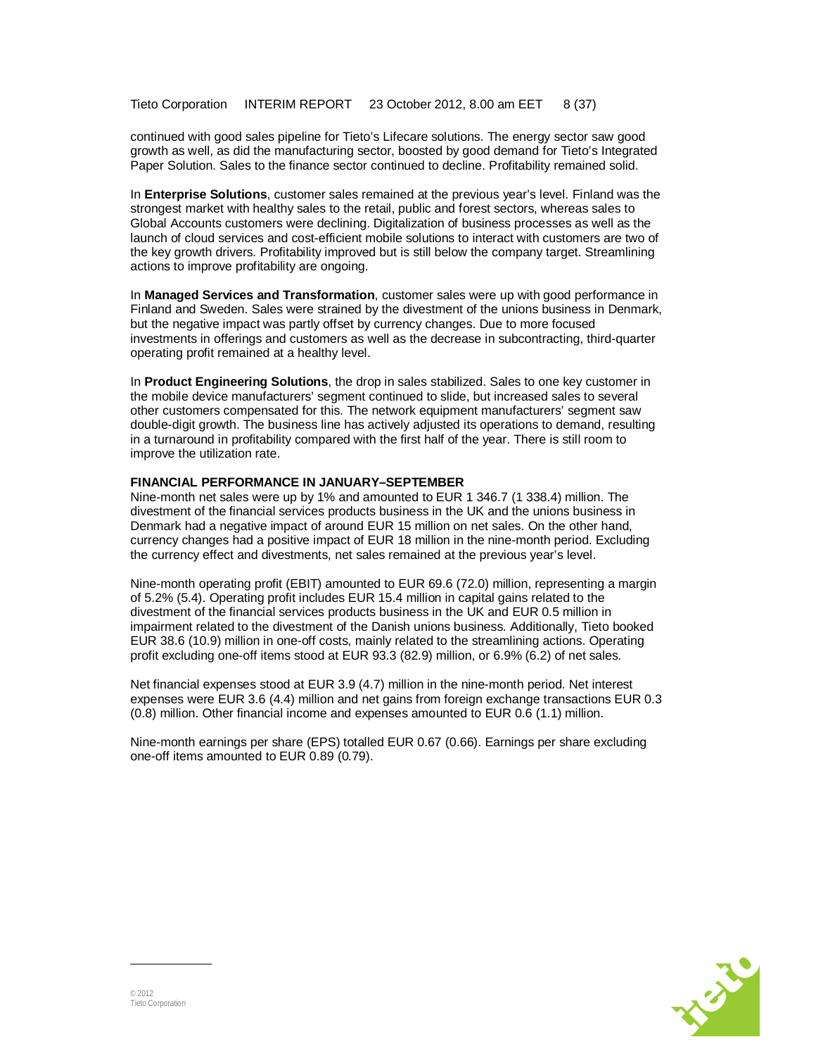continued with good sales pipeline for Tieto's Lifecare solutions. The energy sector saw good growth as well, as did the manufacturing sector, boosted by good demand for Tieto's Integrated Paper Solution. Sales to the finance sector continued to decline. Profitability remained solid.

In **Enterprise Solutions**, customer sales remained at the previous year's level. Finland was the strongest market with healthy sales to the retail, public and forest sectors, whereas sales to Global Accounts customers were declining. Digitalization of business processes as well as the launch of cloud services and cost-efficient mobile solutions to interact with customers are two of the key growth drivers. Profitability improved but is still below the company target. Streamlining actions to improve profitability are ongoing.

In **Managed Services and Transformation**, customer sales were up with good performance in Finland and Sweden. Sales were strained by the divestment of the unions business in Denmark, but the negative impact was partly offset by currency changes. Due to more focused investments in offerings and customers as well as the decrease in subcontracting, third-quarter operating profit remained at a healthy level.

In **Product Engineering Solutions**, the drop in sales stabilized. Sales to one key customer in the mobile device manufacturers' segment continued to slide, but increased sales to several other customers compensated for this. The network equipment manufacturers' segment saw double-digit growth. The business line has actively adjusted its operations to demand, resulting in a turnaround in profitability compared with the first half of the year. There is still room to improve the utilization rate.

**FINANCIAL PERFORMANCE IN JANUARY–SEPTEMBER**

Nine-month net sales were up by 1% and amounted to EUR 1 346.7 (1 338.4) million. The divestment of the financial services products business in the UK and the unions business in Denmark had a negative impact of around EUR 15 million on net sales. On the other hand, currency changes had a positive impact of EUR 18 million in the nine-month period. Excluding the currency effect and divestments, net sales remained at the previous year's level.

Nine-month operating profit (EBIT) amounted to EUR 69.6 (72.0) million, representing a margin of 5.2% (5.4). Operating profit includes EUR 15.4 million in capital gains related to the divestment of the financial services products business in the UK and EUR 0.5 million in impairment related to the divestment of the Danish unions business. Additionally, Tieto booked EUR 38.6 (10.9) million in one-off costs, mainly related to the streamlining actions. Operating profit excluding one-off items stood at EUR 93.3 (82.9) million, or 6.9% (6.2) of net sales.

Net financial expenses stood at EUR 3.9 (4.7) million in the nine-month period. Net interest expenses were EUR 3.6 (4.4) million and net gains from foreign exchange transactions EUR 0.3 (0.8) million. Other financial income and expenses amounted to EUR 0.6 (1.1) million.

Nine-month earnings per share (EPS) totalled EUR 0.67 (0.66). Earnings per share excluding one-off items amounted to EUR 0.89 (0.79).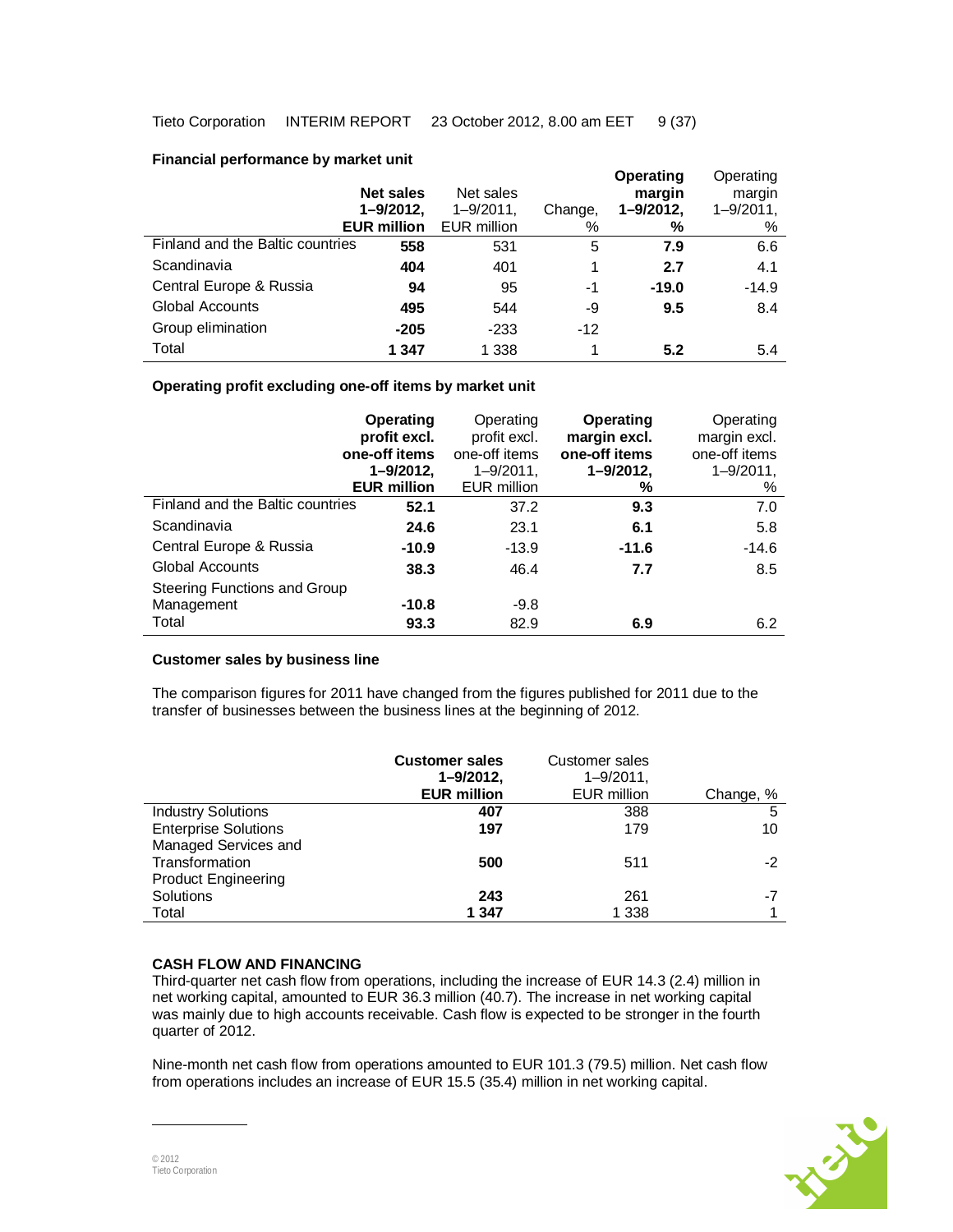**Financial performance by market unit**

| | **Net sales 1–9/2012, EUR million** | Net sales 1–9/2011, EUR million | Change, % | **Operating margin 1–9/2012, %** | Operating margin 1–9/2011, % |
|---|---|---|---|---|---|
| Finland and the Baltic countries | **558** | 531 | 5 | **7.9** | 6.6 |
| Scandinavia | **404** | 401 | 1 | **2.7** | 4.1 |
| Central Europe & Russia | **94** | 95 | -1 | **-19.0** | -14.9 |
| Global Accounts | **495** | 544 | -9 | **9.5** | 8.4 |
| Group elimination | **-205** | -233 | -12 | | |
| Total | **1 347** | 1 338 | 1 | **5.2** | 5.4 |

**Operating profit excluding one-off items by market unit**

| | **Operating profit excl. one-off items 1–9/2012, EUR million** | Operating profit excl. one-off items 1–9/2011, EUR million | **Operating margin excl. one-off items 1–9/2012, %** | Operating margin excl. one-off items 1–9/2011, % |
|---|---|---|---|---|
| Finland and the Baltic countries | **52.1** | 37.2 | **9.3** | 7.0 |
| Scandinavia | **24.6** | 23.1 | **6.1** | 5.8 |
| Central Europe & Russia | **-10.9** | -13.9 | **-11.6** | -14.6 |
| Global Accounts | **38.3** | 46.4 | **7.7** | 8.5 |
| Steering Functions and Group Management | **-10.8** | -9.8 | | |
| Total | **93.3** | 82.9 | **6.9** | 6.2 |

**Customer sales by business line**

The comparison figures for 2011 have changed from the figures published for 2011 due to the transfer of businesses between the business lines at the beginning of 2012.

| | **Customer sales 1–9/2012, EUR million** | Customer sales 1–9/2011, EUR million | Change, % |
|---|---|---|---|
| Industry Solutions | **407** | 388 | 5 |
| Enterprise Solutions | **197** | 179 | 10 |
| Managed Services and Transformation | **500** | 511 | -2 |
| Product Engineering Solutions | **243** | 261 | -7 |
| Total | **1 347** | 1 338 | 1 |

**CASH FLOW AND FINANCING**

Third-quarter net cash flow from operations, including the increase of EUR 14.3 (2.4) million in net working capital, amounted to EUR 36.3 million (40.7). The increase in net working capital was mainly due to high accounts receivable. Cash flow is expected to be stronger in the fourth quarter of 2012.

Nine-month net cash flow from operations amounted to EUR 101.3 (79.5) million. Net cash flow from operations includes an increase of EUR 15.5 (35.4) million in net working capital.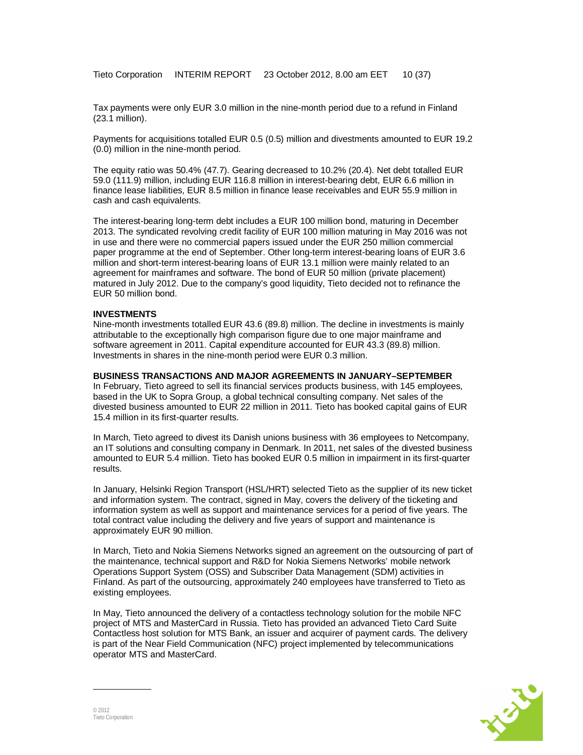Tax payments were only EUR 3.0 million in the nine-month period due to a refund in Finland (23.1 million).

Payments for acquisitions totalled EUR 0.5 (0.5) million and divestments amounted to EUR 19.2 (0.0) million in the nine-month period.

The equity ratio was 50.4% (47.7). Gearing decreased to 10.2% (20.4). Net debt totalled EUR 59.0 (111.9) million, including EUR 116.8 million in interest-bearing debt, EUR 6.6 million in finance lease liabilities, EUR 8.5 million in finance lease receivables and EUR 55.9 million in cash and cash equivalents.

The interest-bearing long-term debt includes a EUR 100 million bond, maturing in December 2013. The syndicated revolving credit facility of EUR 100 million maturing in May 2016 was not in use and there were no commercial papers issued under the EUR 250 million commercial paper programme at the end of September. Other long-term interest-bearing loans of EUR 3.6 million and short-term interest-bearing loans of EUR 13.1 million were mainly related to an agreement for mainframes and software. The bond of EUR 50 million (private placement) matured in July 2012. Due to the company's good liquidity, Tieto decided not to refinance the EUR 50 million bond.

## INVESTMENTS

Nine-month investments totalled EUR 43.6 (89.8) million. The decline in investments is mainly attributable to the exceptionally high comparison figure due to one major mainframe and software agreement in 2011. Capital expenditure accounted for EUR 43.3 (89.8) million. Investments in shares in the nine-month period were EUR 0.3 million.

## BUSINESS TRANSACTIONS AND MAJOR AGREEMENTS IN JANUARY–SEPTEMBER

In February, Tieto agreed to sell its financial services products business, with 145 employees, based in the UK to Sopra Group, a global technical consulting company. Net sales of the divested business amounted to EUR 22 million in 2011. Tieto has booked capital gains of EUR 15.4 million in its first-quarter results.

In March, Tieto agreed to divest its Danish unions business with 36 employees to Netcompany, an IT solutions and consulting company in Denmark. In 2011, net sales of the divested business amounted to EUR 5.4 million. Tieto has booked EUR 0.5 million in impairment in its first-quarter results.

In January, Helsinki Region Transport (HSL/HRT) selected Tieto as the supplier of its new ticket and information system. The contract, signed in May, covers the delivery of the ticketing and information system as well as support and maintenance services for a period of five years. The total contract value including the delivery and five years of support and maintenance is approximately EUR 90 million.

In March, Tieto and Nokia Siemens Networks signed an agreement on the outsourcing of part of the maintenance, technical support and R&D for Nokia Siemens Networks' mobile network Operations Support System (OSS) and Subscriber Data Management (SDM) activities in Finland. As part of the outsourcing, approximately 240 employees have transferred to Tieto as existing employees.

In May, Tieto announced the delivery of a contactless technology solution for the mobile NFC project of MTS and MasterCard in Russia. Tieto has provided an advanced Tieto Card Suite Contactless host solution for MTS Bank, an issuer and acquirer of payment cards. The delivery is part of the Near Field Communication (NFC) project implemented by telecommunications operator MTS and MasterCard.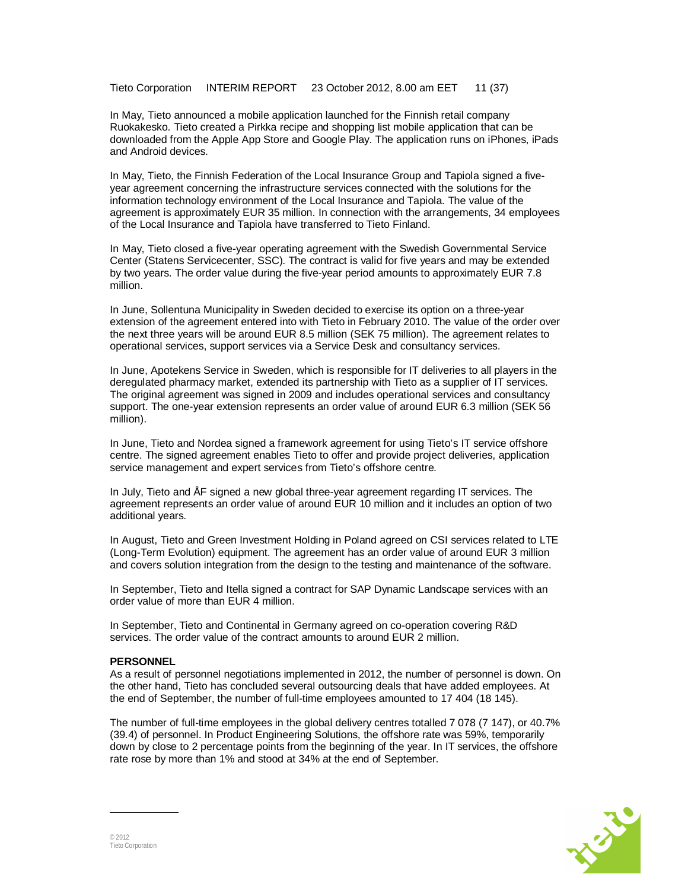In May, Tieto announced a mobile application launched for the Finnish retail company Ruokakesko. Tieto created a Pirkka recipe and shopping list mobile application that can be downloaded from the Apple App Store and Google Play. The application runs on iPhones, iPads and Android devices.

In May, Tieto, the Finnish Federation of the Local Insurance Group and Tapiola signed a five-year agreement concerning the infrastructure services connected with the solutions for the information technology environment of the Local Insurance and Tapiola. The value of the agreement is approximately EUR 35 million. In connection with the arrangements, 34 employees of the Local Insurance and Tapiola have transferred to Tieto Finland.

In May, Tieto closed a five-year operating agreement with the Swedish Governmental Service Center (Statens Servicecenter, SSC). The contract is valid for five years and may be extended by two years. The order value during the five-year period amounts to approximately EUR 7.8 million.

In June, Sollentuna Municipality in Sweden decided to exercise its option on a three-year extension of the agreement entered into with Tieto in February 2010. The value of the order over the next three years will be around EUR 8.5 million (SEK 75 million). The agreement relates to operational services, support services via a Service Desk and consultancy services.

In June, Apotekens Service in Sweden, which is responsible for IT deliveries to all players in the deregulated pharmacy market, extended its partnership with Tieto as a supplier of IT services. The original agreement was signed in 2009 and includes operational services and consultancy support. The one-year extension represents an order value of around EUR 6.3 million (SEK 56 million).

In June, Tieto and Nordea signed a framework agreement for using Tieto's IT service offshore centre. The signed agreement enables Tieto to offer and provide project deliveries, application service management and expert services from Tieto's offshore centre.

In July, Tieto and ÅF signed a new global three-year agreement regarding IT services. The agreement represents an order value of around EUR 10 million and it includes an option of two additional years.

In August, Tieto and Green Investment Holding in Poland agreed on CSI services related to LTE (Long-Term Evolution) equipment. The agreement has an order value of around EUR 3 million and covers solution integration from the design to the testing and maintenance of the software.

In September, Tieto and Itella signed a contract for SAP Dynamic Landscape services with an order value of more than EUR 4 million.

In September, Tieto and Continental in Germany agreed on co-operation covering R&D services. The order value of the contract amounts to around EUR 2 million.

**PERSONNEL**

As a result of personnel negotiations implemented in 2012, the number of personnel is down. On the other hand, Tieto has concluded several outsourcing deals that have added employees. At the end of September, the number of full-time employees amounted to 17 404 (18 145).

The number of full-time employees in the global delivery centres totalled 7 078 (7 147), or 40.7% (39.4) of personnel. In Product Engineering Solutions, the offshore rate was 59%, temporarily down by close to 2 percentage points from the beginning of the year. In IT services, the offshore rate rose by more than 1% and stood at 34% at the end of September.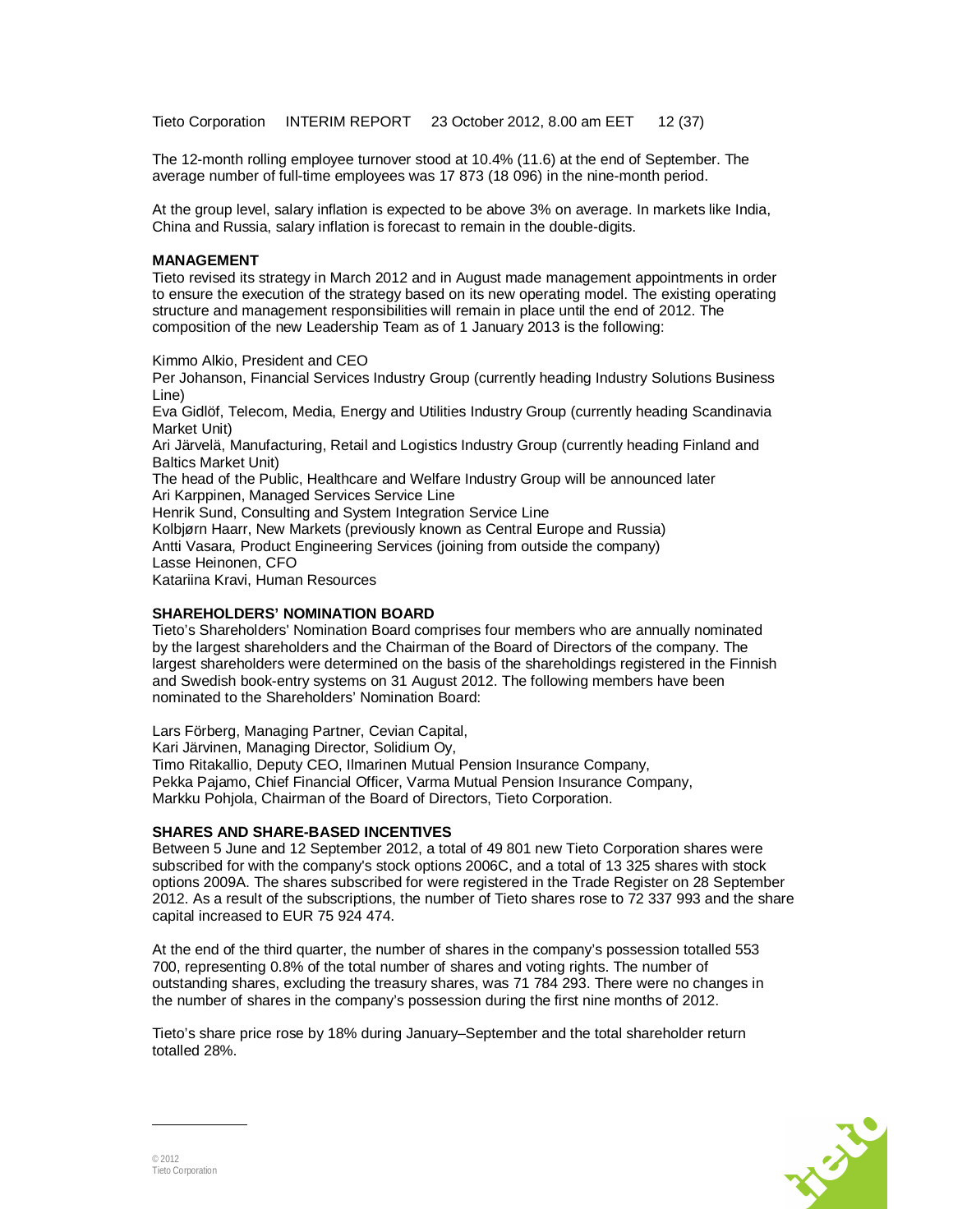The 12-month rolling employee turnover stood at 10.4% (11.6) at the end of September. The average number of full-time employees was 17 873 (18 096) in the nine-month period.

At the group level, salary inflation is expected to be above 3% on average. In markets like India, China and Russia, salary inflation is forecast to remain in the double-digits.

**MANAGEMENT**

Tieto revised its strategy in March 2012 and in August made management appointments in order to ensure the execution of the strategy based on its new operating model. The existing operating structure and management responsibilities will remain in place until the end of 2012. The composition of the new Leadership Team as of 1 January 2013 is the following:

Kimmo Alkio, President and CEO
Per Johanson, Financial Services Industry Group (currently heading Industry Solutions Business Line)
Eva Gidlöf, Telecom, Media, Energy and Utilities Industry Group (currently heading Scandinavia Market Unit)
Ari Järvelä, Manufacturing, Retail and Logistics Industry Group (currently heading Finland and Baltics Market Unit)
The head of the Public, Healthcare and Welfare Industry Group will be announced later
Ari Karppinen, Managed Services Service Line
Henrik Sund, Consulting and System Integration Service Line
Kolbjørn Haarr, New Markets (previously known as Central Europe and Russia)
Antti Vasara, Product Engineering Services (joining from outside the company)
Lasse Heinonen, CFO
Katariina Kravi, Human Resources

**SHAREHOLDERS' NOMINATION BOARD**

Tieto's Shareholders' Nomination Board comprises four members who are annually nominated by the largest shareholders and the Chairman of the Board of Directors of the company. The largest shareholders were determined on the basis of the shareholdings registered in the Finnish and Swedish book-entry systems on 31 August 2012. The following members have been nominated to the Shareholders' Nomination Board:

Lars Förberg, Managing Partner, Cevian Capital,
Kari Järvinen, Managing Director, Solidium Oy,
Timo Ritakallio, Deputy CEO, Ilmarinen Mutual Pension Insurance Company,
Pekka Pajamo, Chief Financial Officer, Varma Mutual Pension Insurance Company,
Markku Pohjola, Chairman of the Board of Directors, Tieto Corporation.

**SHARES AND SHARE-BASED INCENTIVES**

Between 5 June and 12 September 2012, a total of 49 801 new Tieto Corporation shares were subscribed for with the company's stock options 2006C, and a total of 13 325 shares with stock options 2009A. The shares subscribed for were registered in the Trade Register on 28 September 2012. As a result of the subscriptions, the number of Tieto shares rose to 72 337 993 and the share capital increased to EUR 75 924 474.

At the end of the third quarter, the number of shares in the company's possession totalled 553 700, representing 0.8% of the total number of shares and voting rights. The number of outstanding shares, excluding the treasury shares, was 71 784 293. There were no changes in the number of shares in the company's possession during the first nine months of 2012.

Tieto's share price rose by 18% during January–September and the total shareholder return totalled 28%.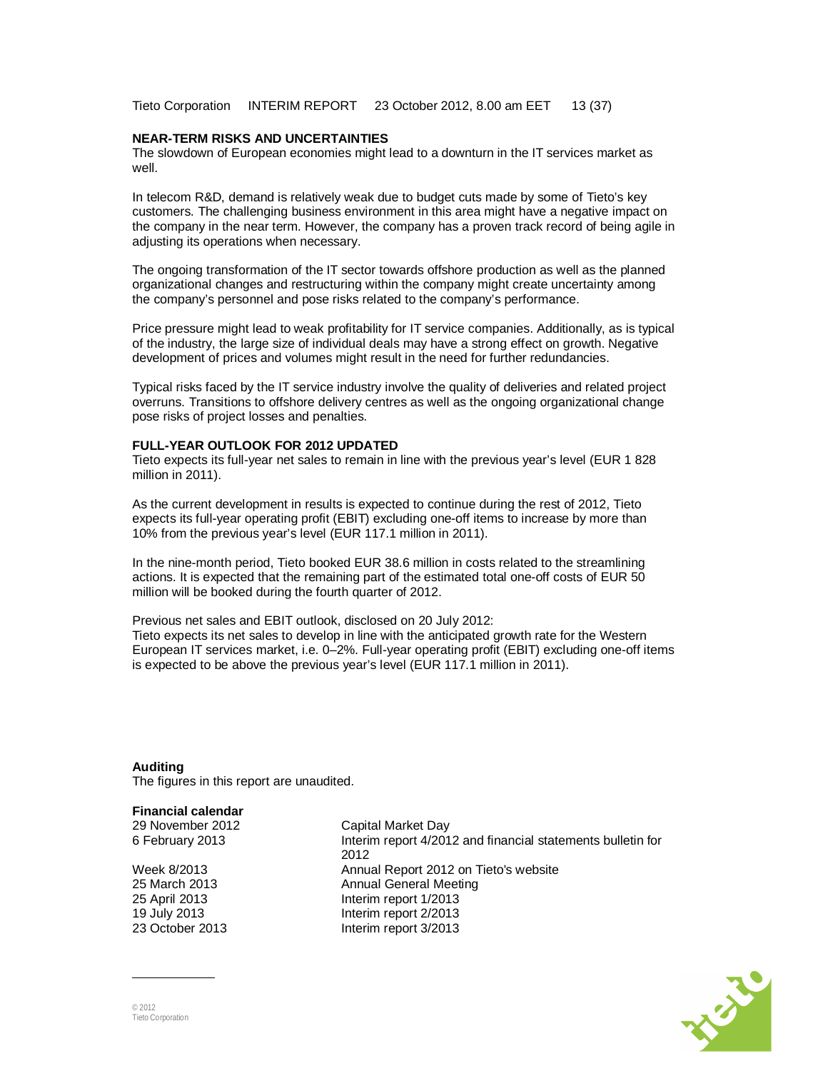## NEAR-TERM RISKS AND UNCERTAINTIES

The slowdown of European economies might lead to a downturn in the IT services market as well.

In telecom R&D, demand is relatively weak due to budget cuts made by some of Tieto's key customers. The challenging business environment in this area might have a negative impact on the company in the near term. However, the company has a proven track record of being agile in adjusting its operations when necessary.

The ongoing transformation of the IT sector towards offshore production as well as the planned organizational changes and restructuring within the company might create uncertainty among the company's personnel and pose risks related to the company's performance.

Price pressure might lead to weak profitability for IT service companies. Additionally, as is typical of the industry, the large size of individual deals may have a strong effect on growth. Negative development of prices and volumes might result in the need for further redundancies.

Typical risks faced by the IT service industry involve the quality of deliveries and related project overruns. Transitions to offshore delivery centres as well as the ongoing organizational change pose risks of project losses and penalties.

## FULL-YEAR OUTLOOK FOR 2012 UPDATED

Tieto expects its full-year net sales to remain in line with the previous year's level (EUR 1 828 million in 2011).

As the current development in results is expected to continue during the rest of 2012, Tieto expects its full-year operating profit (EBIT) excluding one-off items to increase by more than 10% from the previous year's level (EUR 117.1 million in 2011).

In the nine-month period, Tieto booked EUR 38.6 million in costs related to the streamlining actions. It is expected that the remaining part of the estimated total one-off costs of EUR 50 million will be booked during the fourth quarter of 2012.

Previous net sales and EBIT outlook, disclosed on 20 July 2012:
Tieto expects its net sales to develop in line with the anticipated growth rate for the Western European IT services market, i.e. 0–2%. Full-year operating profit (EBIT) excluding one-off items is expected to be above the previous year's level (EUR 117.1 million in 2011).

**Auditing**

The figures in this report are unaudited.

**Financial calendar**

| | |
|---|---|
| 29 November 2012 | Capital Market Day |
| 6 February 2013 | Interim report 4/2012 and financial statements bulletin for 2012 |
| Week 8/2013 | Annual Report 2012 on Tieto's website |
| 25 March 2013 | Annual General Meeting |
| 25 April 2013 | Interim report 1/2013 |
| 19 July 2013 | Interim report 2/2013 |
| 23 October 2013 | Interim report 3/2013 |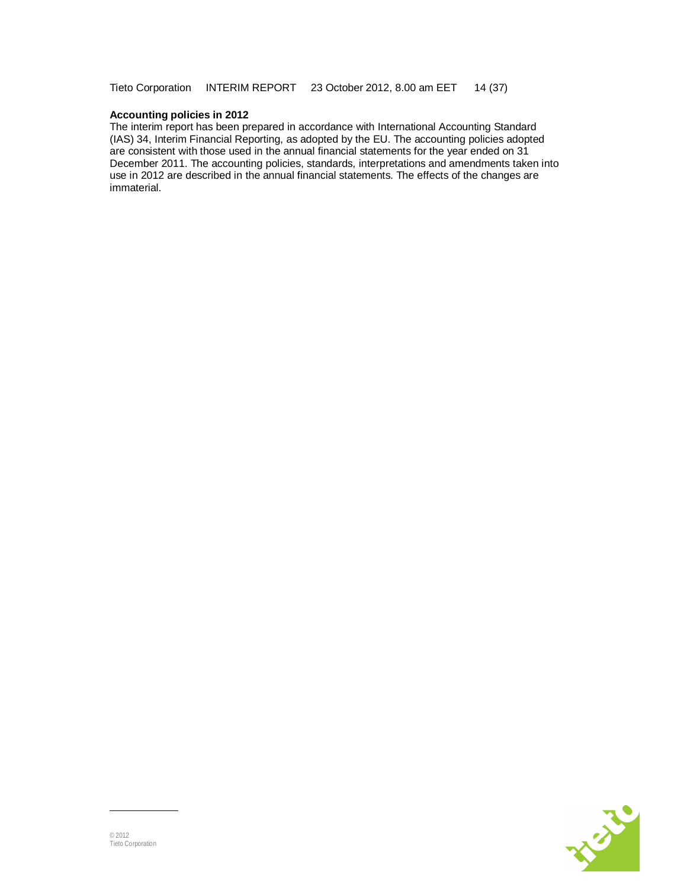**Accounting policies in 2012**

The interim report has been prepared in accordance with International Accounting Standard (IAS) 34, Interim Financial Reporting, as adopted by the EU. The accounting policies adopted are consistent with those used in the annual financial statements for the year ended on 31 December 2011. The accounting policies, standards, interpretations and amendments taken into use in 2012 are described in the annual financial statements. The effects of the changes are immaterial.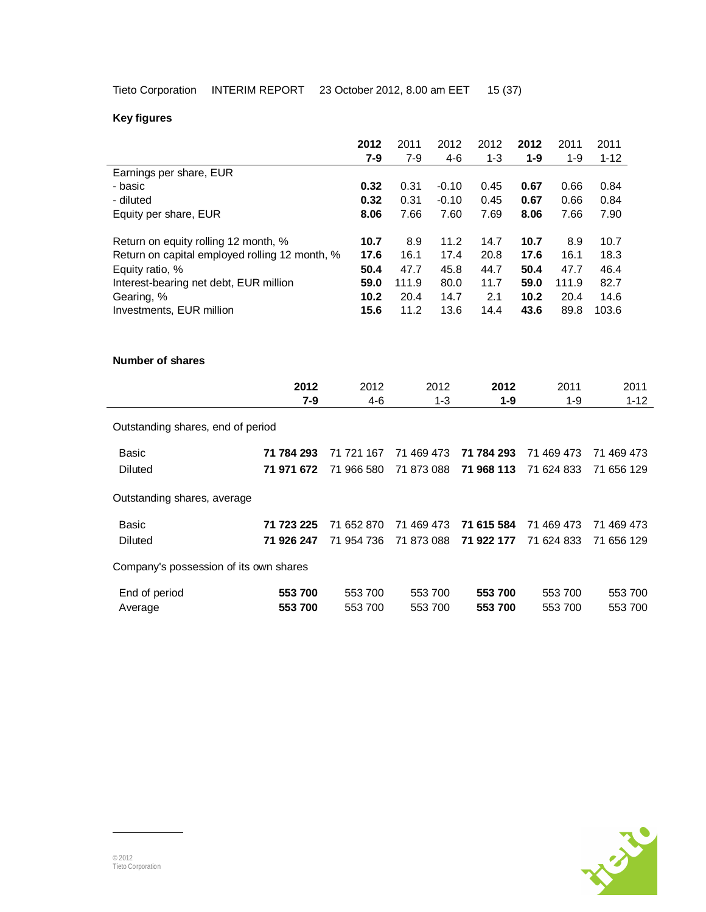## Key figures

| | **2012 7-9** | 2011 7-9 | 2012 4-6 | 2012 1-3 | **2012 1-9** | 2011 1-9 | 2011 1-12 |
|---|---|---|---|---|---|---|---|
| Earnings per share, EUR | | | | | | | |
| - basic | **0.32** | 0.31 | -0.10 | 0.45 | **0.67** | 0.66 | 0.84 |
| - diluted | **0.32** | 0.31 | -0.10 | 0.45 | **0.67** | 0.66 | 0.84 |
| Equity per share, EUR | **8.06** | 7.66 | 7.60 | 7.69 | **8.06** | 7.66 | 7.90 |
| Return on equity rolling 12 month, % | **10.7** | 8.9 | 11.2 | 14.7 | **10.7** | 8.9 | 10.7 |
| Return on capital employed rolling 12 month, % | **17.6** | 16.1 | 17.4 | 20.8 | **17.6** | 16.1 | 18.3 |
| Equity ratio, % | **50.4** | 47.7 | 45.8 | 44.7 | **50.4** | 47.7 | 46.4 |
| Interest-bearing net debt, EUR million | **59.0** | 111.9 | 80.0 | 11.7 | **59.0** | 111.9 | 82.7 |
| Gearing, % | **10.2** | 20.4 | 14.7 | 2.1 | **10.2** | 20.4 | 14.6 |
| Investments, EUR million | **15.6** | 11.2 | 13.6 | 14.4 | **43.6** | 89.8 | 103.6 |

## Number of shares

| | **2012 7-9** | 2012 4-6 | 2012 1-3 | **2012 1-9** | 2011 1-9 | 2011 1-12 |
|---|---|---|---|---|---|---|
| Outstanding shares, end of period | | | | | | |
| Basic | **71 784 293** | 71 721 167 | 71 469 473 | **71 784 293** | 71 469 473 | 71 469 473 |
| Diluted | **71 971 672** | 71 966 580 | 71 873 088 | **71 968 113** | 71 624 833 | 71 656 129 |
| Outstanding shares, average | | | | | | |
| Basic | **71 723 225** | 71 652 870 | 71 469 473 | **71 615 584** | 71 469 473 | 71 469 473 |
| Diluted | **71 926 247** | 71 954 736 | 71 873 088 | **71 922 177** | 71 624 833 | 71 656 129 |
| Company's possession of its own shares | | | | | | |
| End of period | **553 700** | 553 700 | 553 700 | **553 700** | 553 700 | 553 700 |
| Average | **553 700** | 553 700 | 553 700 | **553 700** | 553 700 | 553 700 |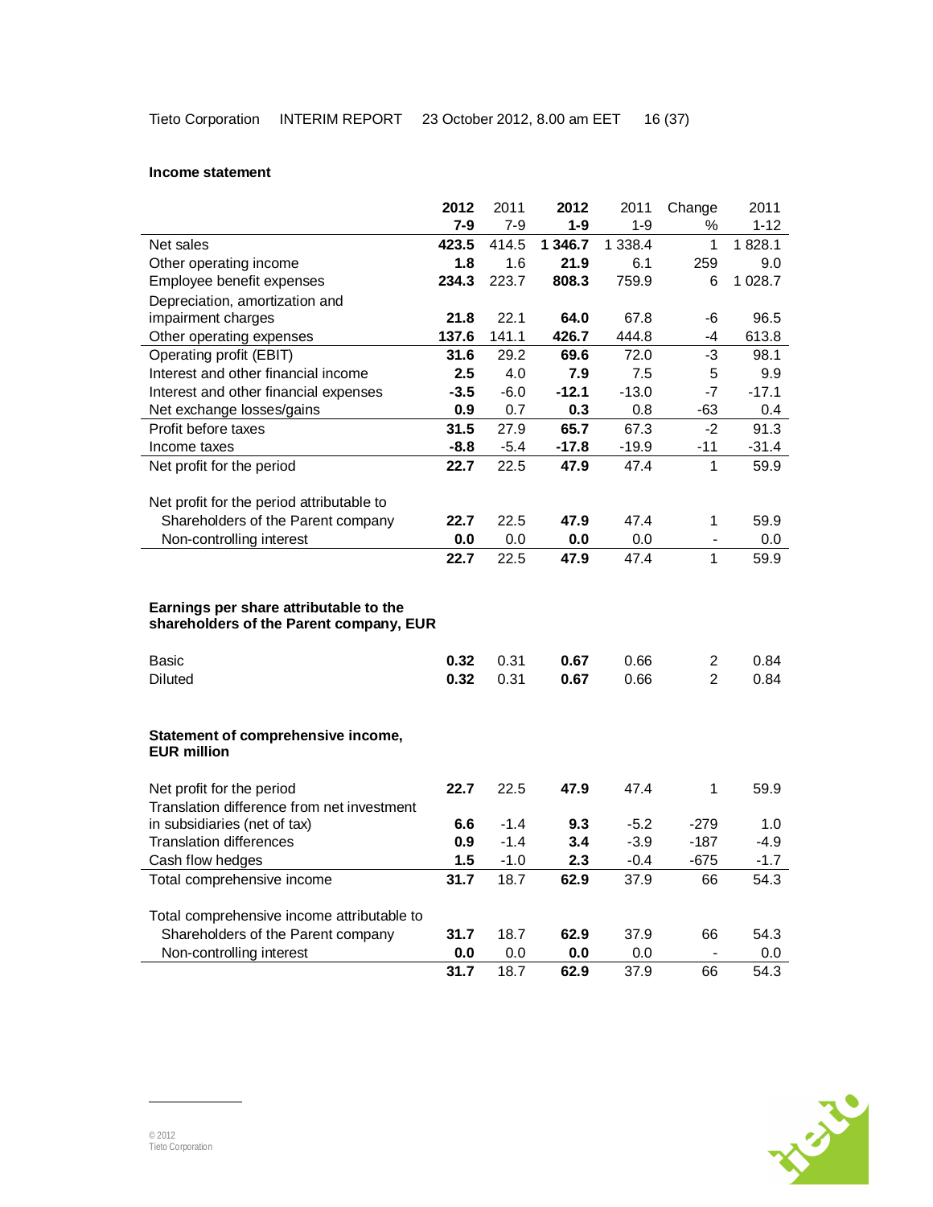**Income statement**

| | **2012 7-9** | 2011 7-9 | **2012 1-9** | 2011 1-9 | Change % | 2011 1-12 |
|---|---|---|---|---|---|---|
| Net sales | **423.5** | 414.5 | **1 346.7** | 1 338.4 | 1 | 1 828.1 |
| Other operating income | **1.8** | 1.6 | **21.9** | 6.1 | 259 | 9.0 |
| Employee benefit expenses | **234.3** | 223.7 | **808.3** | 759.9 | 6 | 1 028.7 |
| Depreciation, amortization and impairment charges | **21.8** | 22.1 | **64.0** | 67.8 | -6 | 96.5 |
| Other operating expenses | **137.6** | 141.1 | **426.7** | 444.8 | -4 | 613.8 |
| Operating profit (EBIT) | **31.6** | 29.2 | **69.6** | 72.0 | -3 | 98.1 |
| Interest and other financial income | **2.5** | 4.0 | **7.9** | 7.5 | 5 | 9.9 |
| Interest and other financial expenses | **-3.5** | -6.0 | **-12.1** | -13.0 | -7 | -17.1 |
| Net exchange losses/gains | **0.9** | 0.7 | **0.3** | 0.8 | -63 | 0.4 |
| Profit before taxes | **31.5** | 27.9 | **65.7** | 67.3 | -2 | 91.3 |
| Income taxes | **-8.8** | -5.4 | **-17.8** | -19.9 | -11 | -31.4 |
| Net profit for the period | **22.7** | 22.5 | **47.9** | 47.4 | 1 | 59.9 |
| | | | | | | |
| Net profit for the period attributable to | | | | | | |
| Shareholders of the Parent company | **22.7** | 22.5 | **47.9** | 47.4 | 1 | 59.9 |
| Non-controlling interest | **0.0** | 0.0 | **0.0** | 0.0 | - | 0.0 |
| | **22.7** | 22.5 | **47.9** | 47.4 | 1 | 59.9 |

**Earnings per share attributable to the shareholders of the Parent company, EUR**

| | **2012 7-9** | 2011 7-9 | **2012 1-9** | 2011 1-9 | Change % | 2011 1-12 |
|---|---|---|---|---|---|---|
| Basic | **0.32** | 0.31 | **0.67** | 0.66 | 2 | 0.84 |
| Diluted | **0.32** | 0.31 | **0.67** | 0.66 | 2 | 0.84 |

**Statement of comprehensive income, EUR million**

| | **2012 7-9** | 2011 7-9 | **2012 1-9** | 2011 1-9 | Change % | 2011 1-12 |
|---|---|---|---|---|---|---|
| Net profit for the period | **22.7** | 22.5 | **47.9** | 47.4 | 1 | 59.9 |
| Translation difference from net investment in subsidiaries (net of tax) | **6.6** | -1.4 | **9.3** | -5.2 | -279 | 1.0 |
| Translation differences | **0.9** | -1.4 | **3.4** | -3.9 | -187 | -4.9 |
| Cash flow hedges | **1.5** | -1.0 | **2.3** | -0.4 | -675 | -1.7 |
| Total comprehensive income | **31.7** | 18.7 | **62.9** | 37.9 | 66 | 54.3 |
| | | | | | | |
| Total comprehensive income attributable to | | | | | | |
| Shareholders of the Parent company | **31.7** | 18.7 | **62.9** | 37.9 | 66 | 54.3 |
| Non-controlling interest | **0.0** | 0.0 | **0.0** | 0.0 | - | 0.0 |
| | **31.7** | 18.7 | **62.9** | 37.9 | 66 | 54.3 |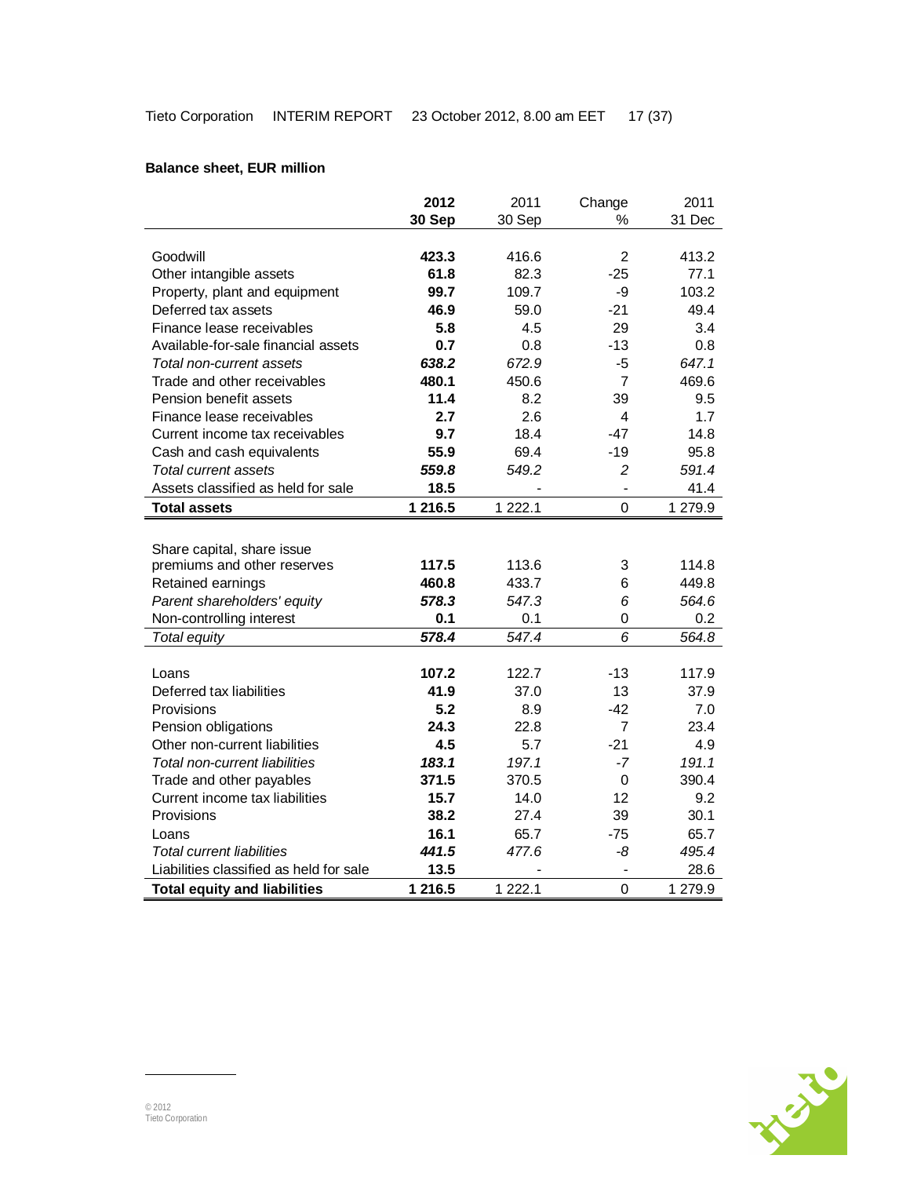**Balance sheet, EUR million**

| | **2012 30 Sep** | 2011 30 Sep | Change % | 2011 31 Dec |
|---|---|---|---|---|
| Goodwill | **423.3** | 416.6 | 2 | 413.2 |
| Other intangible assets | **61.8** | 82.3 | -25 | 77.1 |
| Property, plant and equipment | **99.7** | 109.7 | -9 | 103.2 |
| Deferred tax assets | **46.9** | 59.0 | -21 | 49.4 |
| Finance lease receivables | **5.8** | 4.5 | 29 | 3.4 |
| Available-for-sale financial assets | **0.7** | 0.8 | -13 | 0.8 |
| *Total non-current assets* | ***638.2*** | *672.9* | *-5* | *647.1* |
| Trade and other receivables | **480.1** | 450.6 | 7 | 469.6 |
| Pension benefit assets | **11.4** | 8.2 | 39 | 9.5 |
| Finance lease receivables | **2.7** | 2.6 | 4 | 1.7 |
| Current income tax receivables | **9.7** | 18.4 | -47 | 14.8 |
| Cash and cash equivalents | **55.9** | 69.4 | -19 | 95.8 |
| *Total current assets* | ***559.8*** | *549.2* | *2* | *591.4* |
| Assets classified as held for sale | **18.5** | - | - | 41.4 |
| **Total assets** | **1 216.5** | 1 222.1 | 0 | 1 279.9 |
| | | | | |
| Share capital, share issue premiums and other reserves | **117.5** | 113.6 | 3 | 114.8 |
| Retained earnings | **460.8** | 433.7 | 6 | 449.8 |
| *Parent shareholders' equity* | ***578.3*** | *547.3* | *6* | *564.6* |
| Non-controlling interest | **0.1** | 0.1 | 0 | 0.2 |
| *Total equity* | ***578.4*** | *547.4* | *6* | *564.8* |
| | | | | |
| Loans | **107.2** | 122.7 | -13 | 117.9 |
| Deferred tax liabilities | **41.9** | 37.0 | 13 | 37.9 |
| Provisions | **5.2** | 8.9 | -42 | 7.0 |
| Pension obligations | **24.3** | 22.8 | 7 | 23.4 |
| Other non-current liabilities | **4.5** | 5.7 | -21 | 4.9 |
| *Total non-current liabilities* | ***183.1*** | *197.1* | *-7* | *191.1* |
| Trade and other payables | **371.5** | 370.5 | 0 | 390.4 |
| Current income tax liabilities | **15.7** | 14.0 | 12 | 9.2 |
| Provisions | **38.2** | 27.4 | 39 | 30.1 |
| Loans | **16.1** | 65.7 | -75 | 65.7 |
| *Total current liabilities* | ***441.5*** | *477.6* | *-8* | *495.4* |
| Liabilities classified as held for sale | **13.5** | - | - | 28.6 |
| **Total equity and liabilities** | **1 216.5** | 1 222.1 | 0 | 1 279.9 |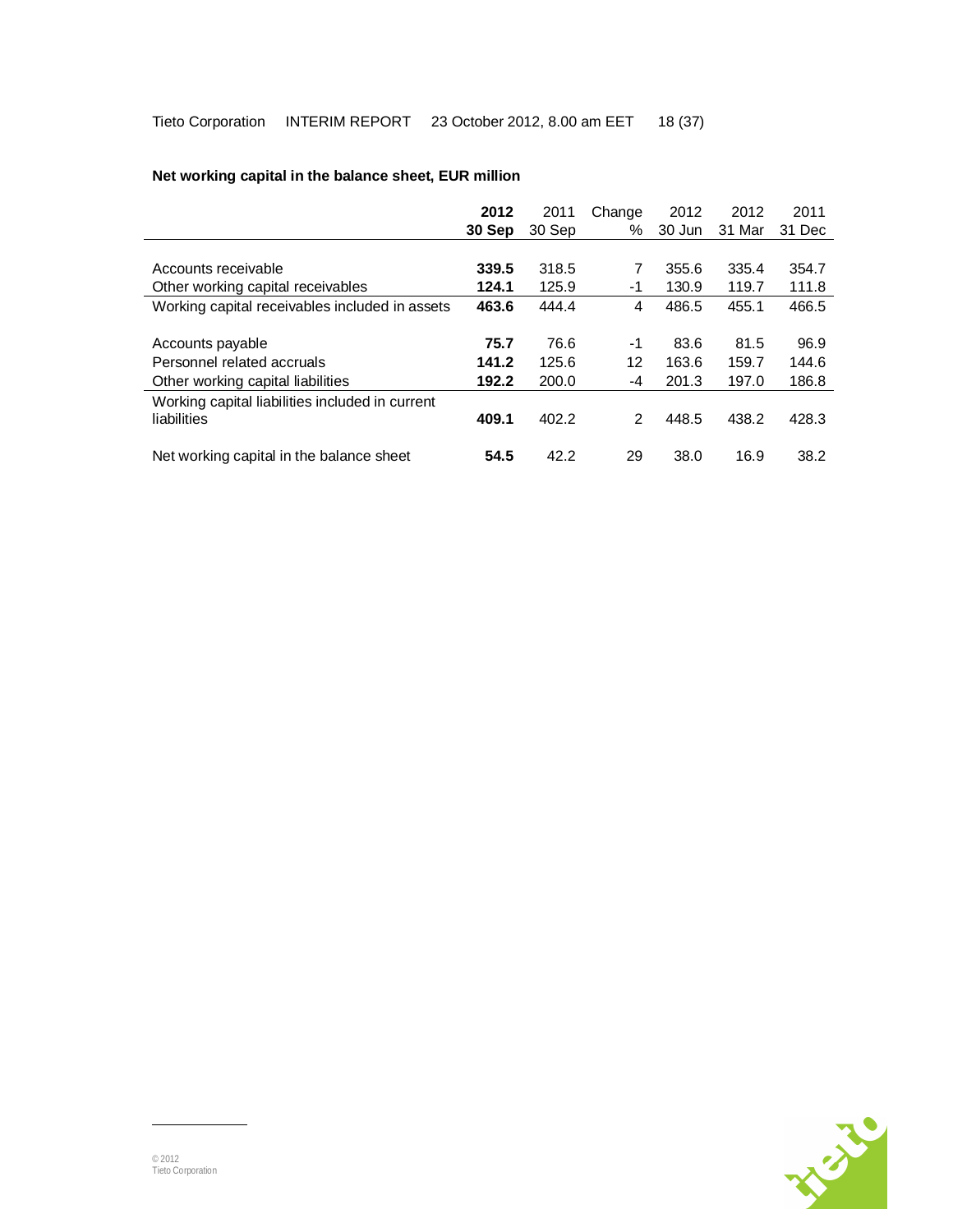**Net working capital in the balance sheet, EUR million**

| | **2012 30 Sep** | 2011 30 Sep | Change % | 2012 30 Jun | 2012 31 Mar | 2011 31 Dec |
|---|---|---|---|---|---|---|
| Accounts receivable | **339.5** | 318.5 | 7 | 355.6 | 335.4 | 354.7 |
| Other working capital receivables | **124.1** | 125.9 | -1 | 130.9 | 119.7 | 111.8 |
| Working capital receivables included in assets | **463.6** | 444.4 | 4 | 486.5 | 455.1 | 466.5 |
| | | | | | | |
| Accounts payable | **75.7** | 76.6 | -1 | 83.6 | 81.5 | 96.9 |
| Personnel related accruals | **141.2** | 125.6 | 12 | 163.6 | 159.7 | 144.6 |
| Other working capital liabilities | **192.2** | 200.0 | -4 | 201.3 | 197.0 | 186.8 |
| Working capital liabilities included in current liabilities | **409.1** | 402.2 | 2 | 448.5 | 438.2 | 428.3 |
| | | | | | | |
| Net working capital in the balance sheet | **54.5** | 42.2 | 29 | 38.0 | 16.9 | 38.2 |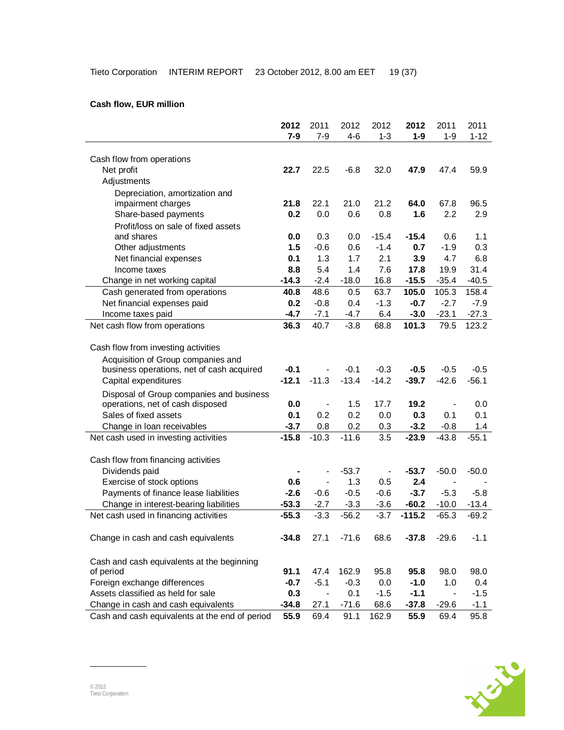**Cash flow, EUR million**

| | **2012 7-9** | 2011 7-9 | 2012 4-6 | 2012 1-3 | **2012 1-9** | 2011 1-9 | 2011 1-12 |
|---|---|---|---|---|---|---|---|
| Cash flow from operations | | | | | | | |
| Net profit | **22.7** | 22.5 | -6.8 | 32.0 | **47.9** | 47.4 | 59.9 |
| Adjustments | | | | | | | |
| Depreciation, amortization and impairment charges | **21.8** | 22.1 | 21.0 | 21.2 | **64.0** | 67.8 | 96.5 |
| Share-based payments | **0.2** | 0.0 | 0.6 | 0.8 | **1.6** | 2.2 | 2.9 |
| Profit/loss on sale of fixed assets and shares | **0.0** | 0.3 | 0.0 | -15.4 | **-15.4** | 0.6 | 1.1 |
| Other adjustments | **1.5** | -0.6 | 0.6 | -1.4 | **0.7** | -1.9 | 0.3 |
| Net financial expenses | **0.1** | 1.3 | 1.7 | 2.1 | **3.9** | 4.7 | 6.8 |
| Income taxes | **8.8** | 5.4 | 1.4 | 7.6 | **17.8** | 19.9 | 31.4 |
| Change in net working capital | **-14.3** | -2.4 | -18.0 | 16.8 | **-15.5** | -35.4 | -40.5 |
| Cash generated from operations | **40.8** | 48.6 | 0.5 | 63.7 | **105.0** | 105.3 | 158.4 |
| Net financial expenses paid | **0.2** | -0.8 | 0.4 | -1.3 | **-0.7** | -2.7 | -7.9 |
| Income taxes paid | **-4.7** | -7.1 | -4.7 | 6.4 | **-3.0** | -23.1 | -27.3 |
| Net cash flow from operations | **36.3** | 40.7 | -3.8 | 68.8 | **101.3** | 79.5 | 123.2 |
| | | | | | | | |
| Cash flow from investing activities | | | | | | | |
| Acquisition of Group companies and business operations, net of cash acquired | **-0.1** | - | -0.1 | -0.3 | **-0.5** | -0.5 | -0.5 |
| Capital expenditures | **-12.1** | -11.3 | -13.4 | -14.2 | **-39.7** | -42.6 | -56.1 |
| Disposal of Group companies and business operations, net of cash disposed | **0.0** | - | 1.5 | 17.7 | **19.2** | - | 0.0 |
| Sales of fixed assets | **0.1** | 0.2 | 0.2 | 0.0 | **0.3** | 0.1 | 0.1 |
| Change in loan receivables | **-3.7** | 0.8 | 0.2 | 0.3 | **-3.2** | -0.8 | 1.4 |
| Net cash used in investing activities | **-15.8** | -10.3 | -11.6 | 3.5 | **-23.9** | -43.8 | -55.1 |
| | | | | | | | |
| Cash flow from financing activities | | | | | | | |
| Dividends paid | **-** | - | -53.7 | - | **-53.7** | -50.0 | -50.0 |
| Exercise of stock options | **0.6** | - | 1.3 | 0.5 | **2.4** | - | - |
| Payments of finance lease liabilities | **-2.6** | -0.6 | -0.5 | -0.6 | **-3.7** | -5.3 | -5.8 |
| Change in interest-bearing liabilities | **-53.3** | -2.7 | -3.3 | -3.6 | **-60.2** | -10.0 | -13.4 |
| Net cash used in financing activities | **-55.3** | -3.3 | -56.2 | -3.7 | **-115.2** | -65.3 | -69.2 |
| | | | | | | | |
| Change in cash and cash equivalents | **-34.8** | 27.1 | -71.6 | 68.6 | **-37.8** | -29.6 | -1.1 |
| | | | | | | | |
| Cash and cash equivalents at the beginning of period | **91.1** | 47.4 | 162.9 | 95.8 | **95.8** | 98.0 | 98.0 |
| Foreign exchange differences | **-0.7** | -5.1 | -0.3 | 0.0 | **-1.0** | 1.0 | 0.4 |
| Assets classified as held for sale | **0.3** | - | 0.1 | -1.5 | **-1.1** | - | -1.5 |
| Change in cash and cash equivalents | **-34.8** | 27.1 | -71.6 | 68.6 | **-37.8** | -29.6 | -1.1 |
| Cash and cash equivalents at the end of period | **55.9** | 69.4 | 91.1 | 162.9 | **55.9** | 69.4 | 95.8 |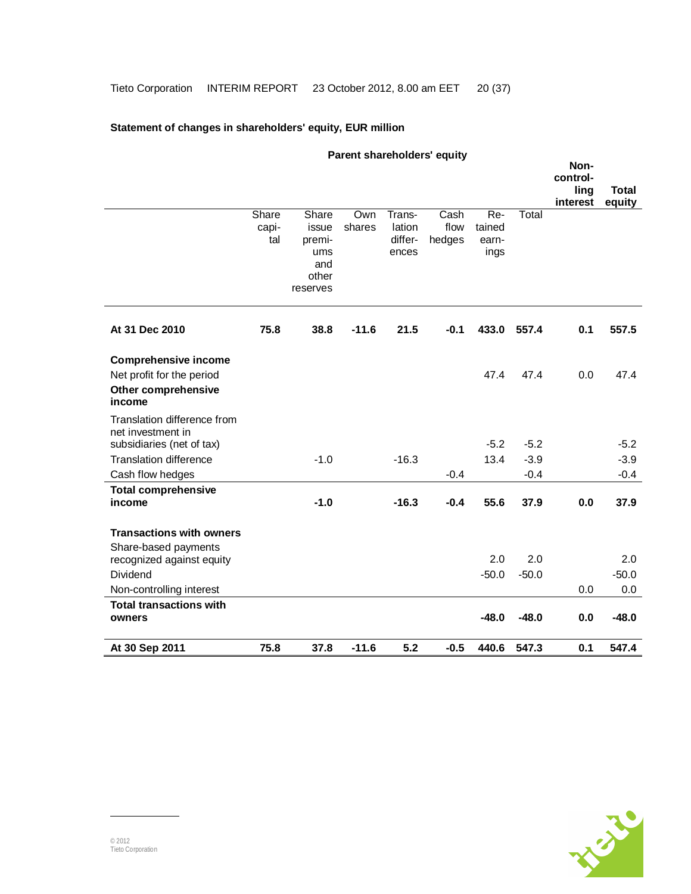**Statement of changes in shareholders' equity, EUR million**

| | Parent shareholders' equity | | | | | | | | |
|---|---|---|---|---|---|---|---|---|---|
| | Share capital | Share issue premiums and other reserves | Own shares | Translation differences | Cash flow hedges | Retained earnings | Total | Non-controlling interest | Total equity |
| **At 31 Dec 2010** | **75.8** | **38.8** | **-11.6** | **21.5** | **-0.1** | **433.0** | **557.4** | **0.1** | **557.5** |
| **Comprehensive income** | | | | | | | | | |
| Net profit for the period | | | | | | 47.4 | 47.4 | 0.0 | 47.4 |
| **Other comprehensive income** | | | | | | | | | |
| Translation difference from net investment in subsidiaries (net of tax) | | | | | | -5.2 | -5.2 | | -5.2 |
| Translation difference | | -1.0 | | -16.3 | | 13.4 | -3.9 | | -3.9 |
| Cash flow hedges | | | | | -0.4 | | -0.4 | | -0.4 |
| **Total comprehensive income** | | **-1.0** | | **-16.3** | **-0.4** | **55.6** | **37.9** | **0.0** | **37.9** |
| **Transactions with owners** | | | | | | | | | |
| Share-based payments recognized against equity | | | | | | 2.0 | 2.0 | | 2.0 |
| Dividend | | | | | | -50.0 | -50.0 | | -50.0 |
| Non-controlling interest | | | | | | | | 0.0 | 0.0 |
| **Total transactions with owners** | | | | | | **-48.0** | **-48.0** | **0.0** | **-48.0** |
| **At 30 Sep 2011** | **75.8** | **37.8** | **-11.6** | **5.2** | **-0.5** | **440.6** | **547.3** | **0.1** | **547.4** |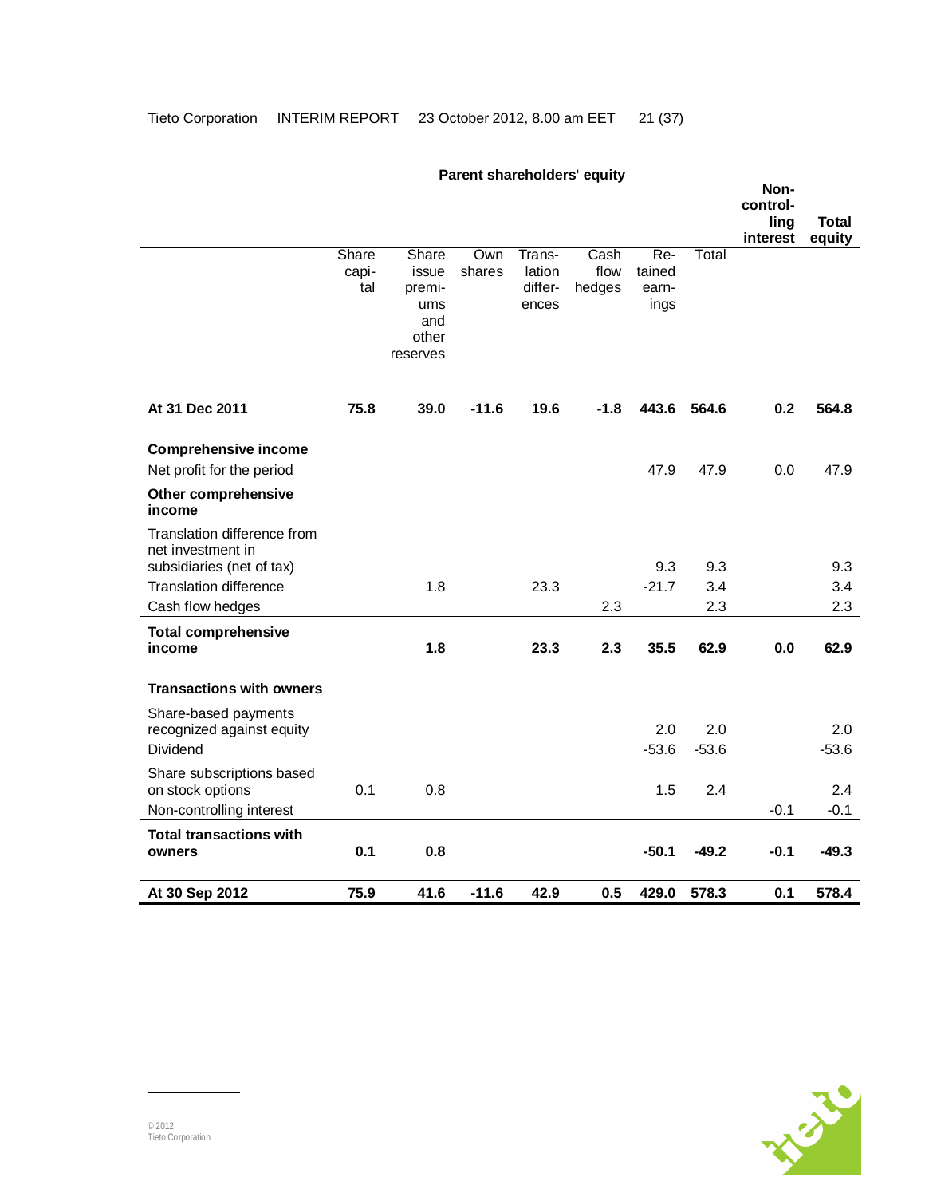| | Parent shareholders' equity | | | | | | | Non-controlling interest | Total equity |
|---|---|---|---|---|---|---|---|---|---|
| | Share capital | Share issue premiums and other reserves | Own shares | Translation differences | Cash flow hedges | Retained earnings | Total | | |
| **At 31 Dec 2011** | **75.8** | **39.0** | **-11.6** | **19.6** | **-1.8** | **443.6** | **564.6** | **0.2** | **564.8** |
| **Comprehensive income** | | | | | | | | | |
| Net profit for the period | | | | | | 47.9 | 47.9 | 0.0 | 47.9 |
| **Other comprehensive income** | | | | | | | | | |
| Translation difference from net investment in subsidiaries (net of tax) | | | | | | 9.3 | 9.3 | | 9.3 |
| Translation difference | | 1.8 | | 23.3 | | -21.7 | 3.4 | | 3.4 |
| Cash flow hedges | | | | | 2.3 | | 2.3 | | 2.3 |
| **Total comprehensive income** | | **1.8** | | **23.3** | **2.3** | **35.5** | **62.9** | **0.0** | **62.9** |
| **Transactions with owners** | | | | | | | | | |
| Share-based payments recognized against equity | | | | | | 2.0 | 2.0 | | 2.0 |
| Dividend | | | | | | -53.6 | -53.6 | | -53.6 |
| Share subscriptions based on stock options | 0.1 | 0.8 | | | | 1.5 | 2.4 | | 2.4 |
| Non-controlling interest | | | | | | | | -0.1 | -0.1 |
| **Total transactions with owners** | **0.1** | **0.8** | | | | **-50.1** | **-49.2** | **-0.1** | **-49.3** |
| **At 30 Sep 2012** | **75.9** | **41.6** | **-11.6** | **42.9** | **0.5** | **429.0** | **578.3** | **0.1** | **578.4** |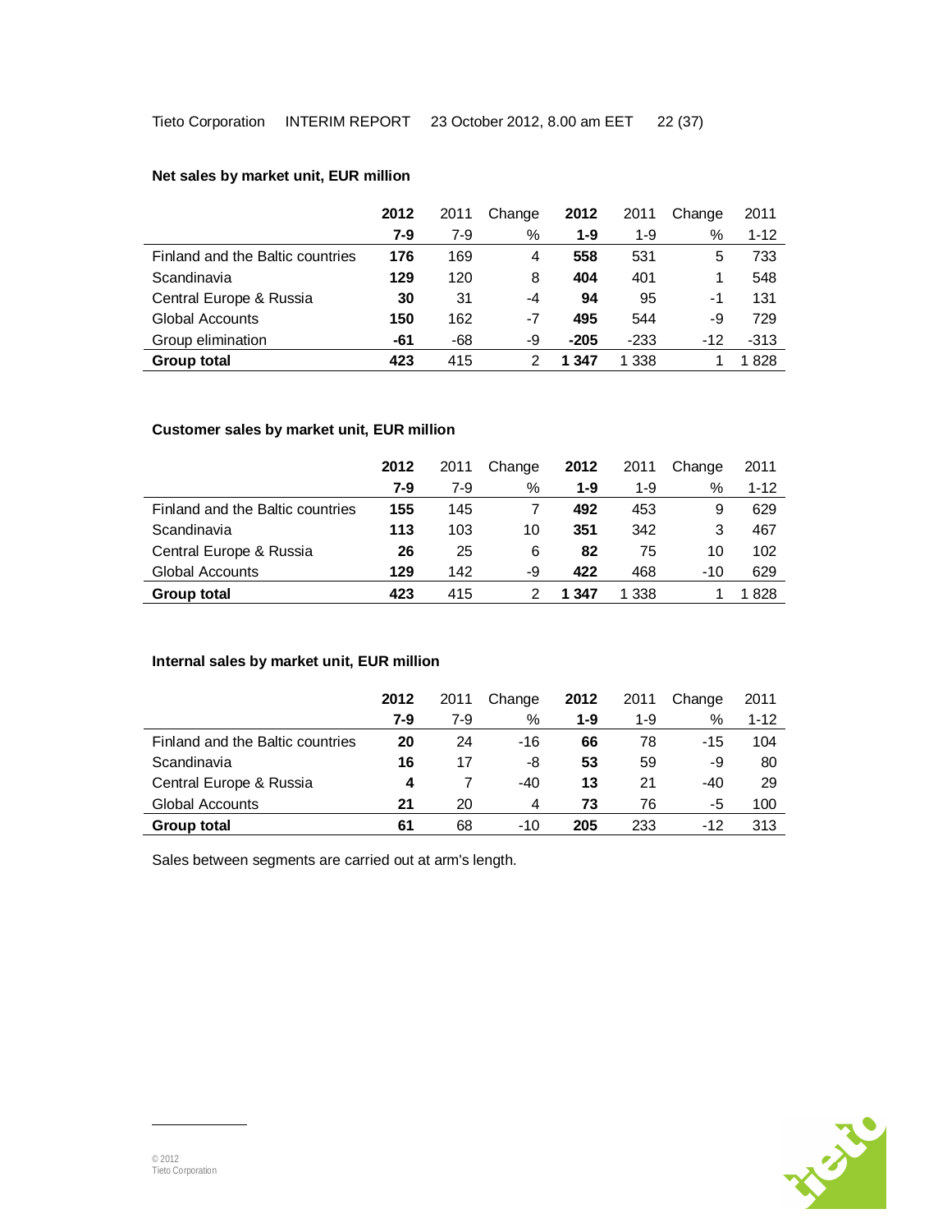**Net sales by market unit, EUR million**

| | **2012** | 2011 | Change | **2012** | 2011 | Change | 2011 |
|---|---|---|---|---|---|---|---|
| | **7-9** | 7-9 | % | **1-9** | 1-9 | % | 1-12 |
| Finland and the Baltic countries | **176** | 169 | 4 | **558** | 531 | 5 | 733 |
| Scandinavia | **129** | 120 | 8 | **404** | 401 | 1 | 548 |
| Central Europe & Russia | **30** | 31 | -4 | **94** | 95 | -1 | 131 |
| Global Accounts | **150** | 162 | -7 | **495** | 544 | -9 | 729 |
| Group elimination | **-61** | -68 | -9 | **-205** | -233 | -12 | -313 |
| **Group total** | **423** | 415 | 2 | **1 347** | 1 338 | 1 | 1 828 |

**Customer sales by market unit, EUR million**

| | **2012** | 2011 | Change | **2012** | 2011 | Change | 2011 |
|---|---|---|---|---|---|---|---|
| | **7-9** | 7-9 | % | **1-9** | 1-9 | % | 1-12 |
| Finland and the Baltic countries | **155** | 145 | 7 | **492** | 453 | 9 | 629 |
| Scandinavia | **113** | 103 | 10 | **351** | 342 | 3 | 467 |
| Central Europe & Russia | **26** | 25 | 6 | **82** | 75 | 10 | 102 |
| Global Accounts | **129** | 142 | -9 | **422** | 468 | -10 | 629 |
| **Group total** | **423** | 415 | 2 | **1 347** | 1 338 | 1 | 1 828 |

**Internal sales by market unit, EUR million**

| | **2012** | 2011 | Change | **2012** | 2011 | Change | 2011 |
|---|---|---|---|---|---|---|---|
| | **7-9** | 7-9 | % | **1-9** | 1-9 | % | 1-12 |
| Finland and the Baltic countries | **20** | 24 | -16 | **66** | 78 | -15 | 104 |
| Scandinavia | **16** | 17 | -8 | **53** | 59 | -9 | 80 |
| Central Europe & Russia | **4** | 7 | -40 | **13** | 21 | -40 | 29 |
| Global Accounts | **21** | 20 | 4 | **73** | 76 | -5 | 100 |
| **Group total** | **61** | 68 | -10 | **205** | 233 | -12 | 313 |

Sales between segments are carried out at arm's length.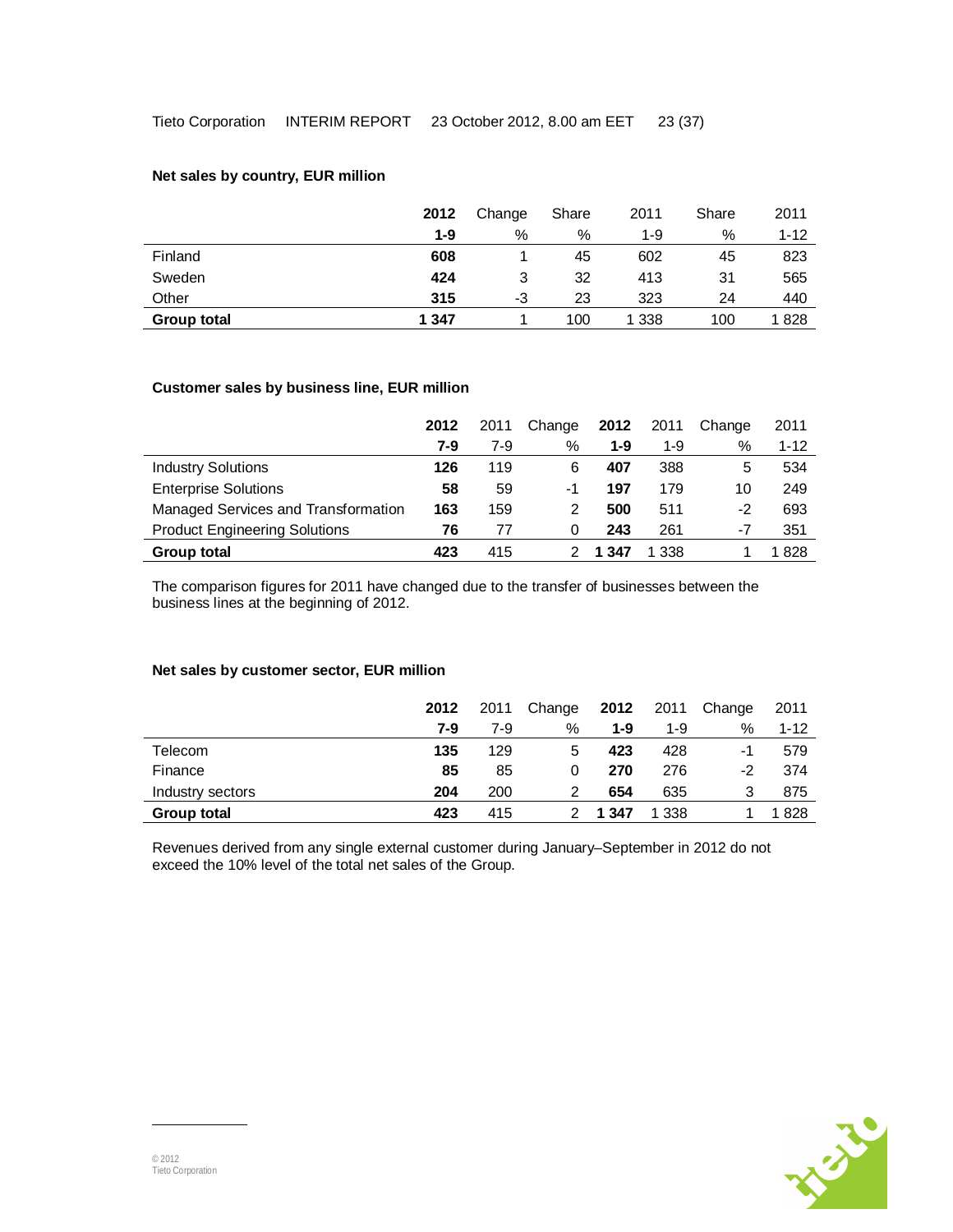**Net sales by country, EUR million**

| | **2012** | Change | Share | 2011 | Share | 2011 |
|---|---|---|---|---|---|---|
| | **1-9** | % | % | 1-9 | % | 1-12 |
| Finland | **608** | 1 | 45 | 602 | 45 | 823 |
| Sweden | **424** | 3 | 32 | 413 | 31 | 565 |
| Other | **315** | -3 | 23 | 323 | 24 | 440 |
| **Group total** | **1 347** | 1 | 100 | 1 338 | 100 | 1 828 |

**Customer sales by business line, EUR million**

| | **2012** | 2011 | Change | **2012** | 2011 | Change | 2011 |
|---|---|---|---|---|---|---|---|
| | **7-9** | 7-9 | % | **1-9** | 1-9 | % | 1-12 |
| Industry Solutions | **126** | 119 | 6 | **407** | 388 | 5 | 534 |
| Enterprise Solutions | **58** | 59 | -1 | **197** | 179 | 10 | 249 |
| Managed Services and Transformation | **163** | 159 | 2 | **500** | 511 | -2 | 693 |
| Product Engineering Solutions | **76** | 77 | 0 | **243** | 261 | -7 | 351 |
| **Group total** | **423** | 415 | 2 | **1 347** | 1 338 | 1 | 1 828 |

The comparison figures for 2011 have changed due to the transfer of businesses between the business lines at the beginning of 2012.

**Net sales by customer sector, EUR million**

| | **2012** | 2011 | Change | **2012** | 2011 | Change | 2011 |
|---|---|---|---|---|---|---|---|
| | **7-9** | 7-9 | % | **1-9** | 1-9 | % | 1-12 |
| Telecom | **135** | 129 | 5 | **423** | 428 | -1 | 579 |
| Finance | **85** | 85 | 0 | **270** | 276 | -2 | 374 |
| Industry sectors | **204** | 200 | 2 | **654** | 635 | 3 | 875 |
| **Group total** | **423** | 415 | 2 | **1 347** | 1 338 | 1 | 1 828 |

Revenues derived from any single external customer during January–September in 2012 do not exceed the 10% level of the total net sales of the Group.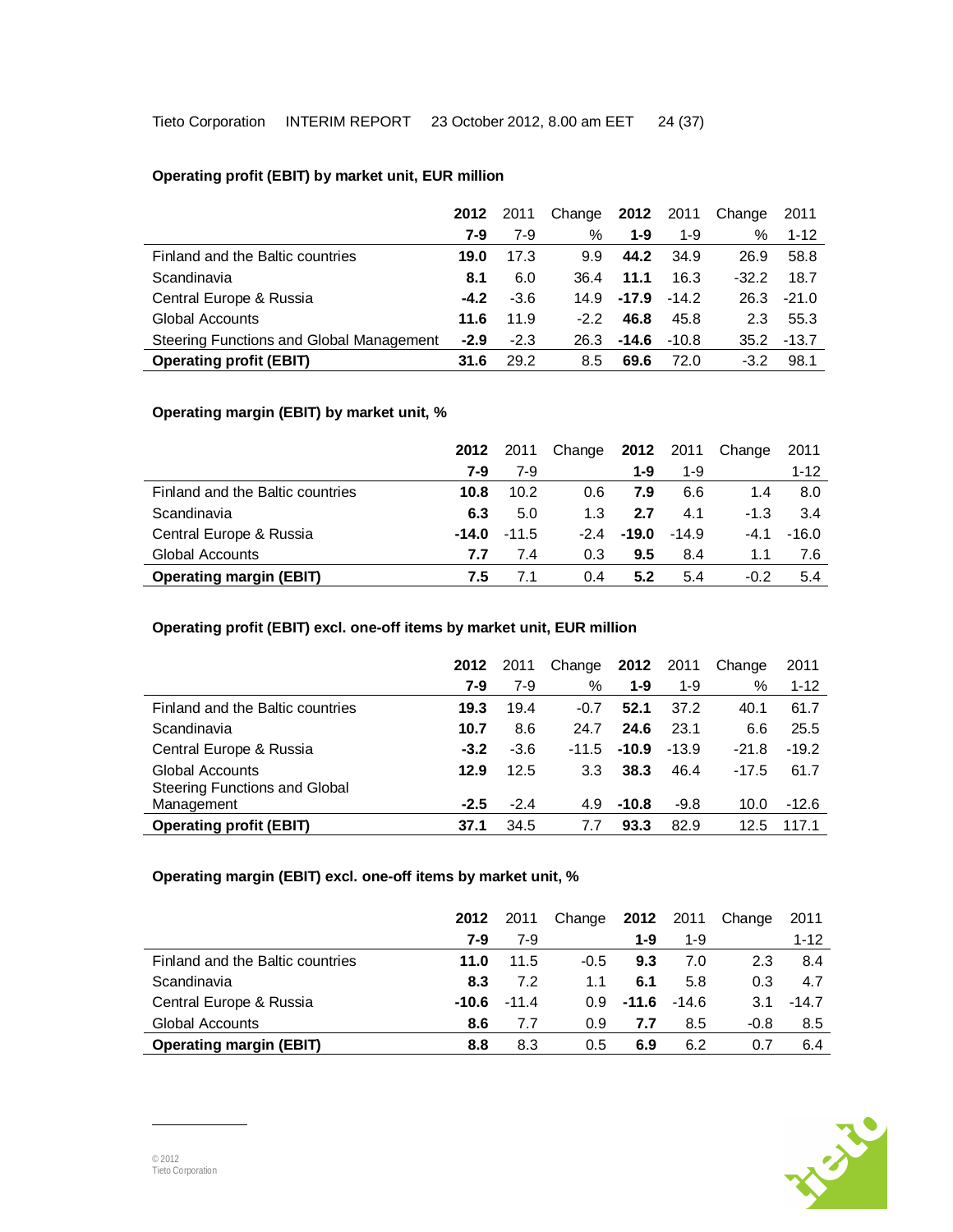**Operating profit (EBIT) by market unit, EUR million**

| | **2012** | 2011 | Change | **2012** | 2011 | Change | 2011 |
|---|---|---|---|---|---|---|---|
| | **7-9** | 7-9 | % | **1-9** | 1-9 | % | 1-12 |
| Finland and the Baltic countries | **19.0** | 17.3 | 9.9 | **44.2** | 34.9 | 26.9 | 58.8 |
| Scandinavia | **8.1** | 6.0 | 36.4 | **11.1** | 16.3 | -32.2 | 18.7 |
| Central Europe & Russia | **-4.2** | -3.6 | 14.9 | **-17.9** | -14.2 | 26.3 | -21.0 |
| Global Accounts | **11.6** | 11.9 | -2.2 | **46.8** | 45.8 | 2.3 | 55.3 |
| Steering Functions and Global Management | **-2.9** | -2.3 | 26.3 | **-14.6** | -10.8 | 35.2 | -13.7 |
| **Operating profit (EBIT)** | **31.6** | 29.2 | 8.5 | **69.6** | 72.0 | -3.2 | 98.1 |

**Operating margin (EBIT) by market unit, %**

| | **2012** | 2011 | Change | **2012** | 2011 | Change | 2011 |
|---|---|---|---|---|---|---|---|
| | **7-9** | 7-9 | | **1-9** | 1-9 | | 1-12 |
| Finland and the Baltic countries | **10.8** | 10.2 | 0.6 | **7.9** | 6.6 | 1.4 | 8.0 |
| Scandinavia | **6.3** | 5.0 | 1.3 | **2.7** | 4.1 | -1.3 | 3.4 |
| Central Europe & Russia | **-14.0** | -11.5 | -2.4 | **-19.0** | -14.9 | -4.1 | -16.0 |
| Global Accounts | **7.7** | 7.4 | 0.3 | **9.5** | 8.4 | 1.1 | 7.6 |
| **Operating margin (EBIT)** | **7.5** | 7.1 | 0.4 | **5.2** | 5.4 | -0.2 | 5.4 |

**Operating profit (EBIT) excl. one-off items by market unit, EUR million**

| | **2012** | 2011 | Change | **2012** | 2011 | Change | 2011 |
|---|---|---|---|---|---|---|---|
| | **7-9** | 7-9 | % | **1-9** | 1-9 | % | 1-12 |
| Finland and the Baltic countries | **19.3** | 19.4 | -0.7 | **52.1** | 37.2 | 40.1 | 61.7 |
| Scandinavia | **10.7** | 8.6 | 24.7 | **24.6** | 23.1 | 6.6 | 25.5 |
| Central Europe & Russia | **-3.2** | -3.6 | -11.5 | **-10.9** | -13.9 | -21.8 | -19.2 |
| Global Accounts | **12.9** | 12.5 | 3.3 | **38.3** | 46.4 | -17.5 | 61.7 |
| Steering Functions and Global Management | **-2.5** | -2.4 | 4.9 | **-10.8** | -9.8 | 10.0 | -12.6 |
| **Operating profit (EBIT)** | **37.1** | 34.5 | 7.7 | **93.3** | 82.9 | 12.5 | 117.1 |

**Operating margin (EBIT) excl. one-off items by market unit, %**

| | **2012** | 2011 | Change | **2012** | 2011 | Change | 2011 |
|---|---|---|---|---|---|---|---|
| | **7-9** | 7-9 | | **1-9** | 1-9 | | 1-12 |
| Finland and the Baltic countries | **11.0** | 11.5 | -0.5 | **9.3** | 7.0 | 2.3 | 8.4 |
| Scandinavia | **8.3** | 7.2 | 1.1 | **6.1** | 5.8 | 0.3 | 4.7 |
| Central Europe & Russia | **-10.6** | -11.4 | 0.9 | **-11.6** | -14.6 | 3.1 | -14.7 |
| Global Accounts | **8.6** | 7.7 | 0.9 | **7.7** | 8.5 | -0.8 | 8.5 |
| **Operating margin (EBIT)** | **8.8** | 8.3 | 0.5 | **6.9** | 6.2 | 0.7 | 6.4 |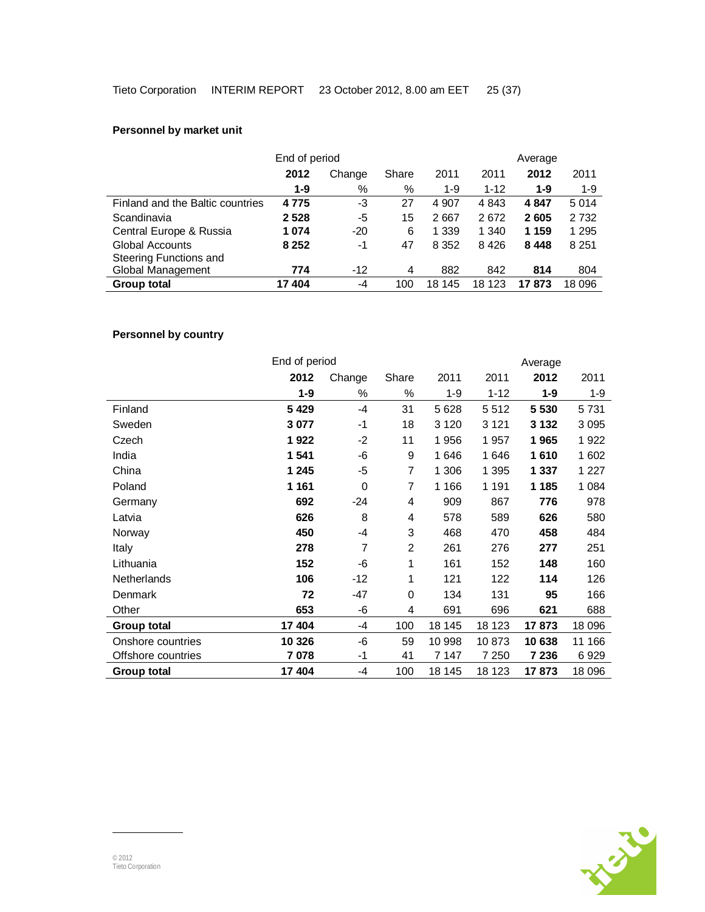### Personnel by market unit

| | End of period | | | | | Average | |
|---|---|---|---|---|---|---|---|
| | **2012** | Change | Share | 2011 | 2011 | **2012** | 2011 |
| | **1-9** | % | % | 1-9 | 1-12 | **1-9** | 1-9 |
| Finland and the Baltic countries | **4 775** | -3 | 27 | 4 907 | 4 843 | **4 847** | 5 014 |
| Scandinavia | **2 528** | -5 | 15 | 2 667 | 2 672 | **2 605** | 2 732 |
| Central Europe & Russia | **1 074** | -20 | 6 | 1 339 | 1 340 | **1 159** | 1 295 |
| Global Accounts | **8 252** | -1 | 47 | 8 352 | 8 426 | **8 448** | 8 251 |
| Steering Functions and Global Management | **774** | -12 | 4 | 882 | 842 | **814** | 804 |
| **Group total** | **17 404** | -4 | 100 | 18 145 | 18 123 | **17 873** | 18 096 |

### Personnel by country

| | End of period | | | | | Average | |
|---|---|---|---|---|---|---|---|
| | **2012** | Change | Share | 2011 | 2011 | **2012** | 2011 |
| | **1-9** | % | % | 1-9 | 1-12 | **1-9** | 1-9 |
| Finland | **5 429** | -4 | 31 | 5 628 | 5 512 | **5 530** | 5 731 |
| Sweden | **3 077** | -1 | 18 | 3 120 | 3 121 | **3 132** | 3 095 |
| Czech | **1 922** | -2 | 11 | 1 956 | 1 957 | **1 965** | 1 922 |
| India | **1 541** | -6 | 9 | 1 646 | 1 646 | **1 610** | 1 602 |
| China | **1 245** | -5 | 7 | 1 306 | 1 395 | **1 337** | 1 227 |
| Poland | **1 161** | 0 | 7 | 1 166 | 1 191 | **1 185** | 1 084 |
| Germany | **692** | -24 | 4 | 909 | 867 | **776** | 978 |
| Latvia | **626** | 8 | 4 | 578 | 589 | **626** | 580 |
| Norway | **450** | -4 | 3 | 468 | 470 | **458** | 484 |
| Italy | **278** | 7 | 2 | 261 | 276 | **277** | 251 |
| Lithuania | **152** | -6 | 1 | 161 | 152 | **148** | 160 |
| Netherlands | **106** | -12 | 1 | 121 | 122 | **114** | 126 |
| Denmark | **72** | -47 | 0 | 134 | 131 | **95** | 166 |
| Other | **653** | -6 | 4 | 691 | 696 | **621** | 688 |
| **Group total** | **17 404** | -4 | 100 | 18 145 | 18 123 | **17 873** | 18 096 |
| Onshore countries | **10 326** | -6 | 59 | 10 998 | 10 873 | **10 638** | 11 166 |
| Offshore countries | **7 078** | -1 | 41 | 7 147 | 7 250 | **7 236** | 6 929 |
| **Group total** | **17 404** | -4 | 100 | 18 145 | 18 123 | **17 873** | 18 096 |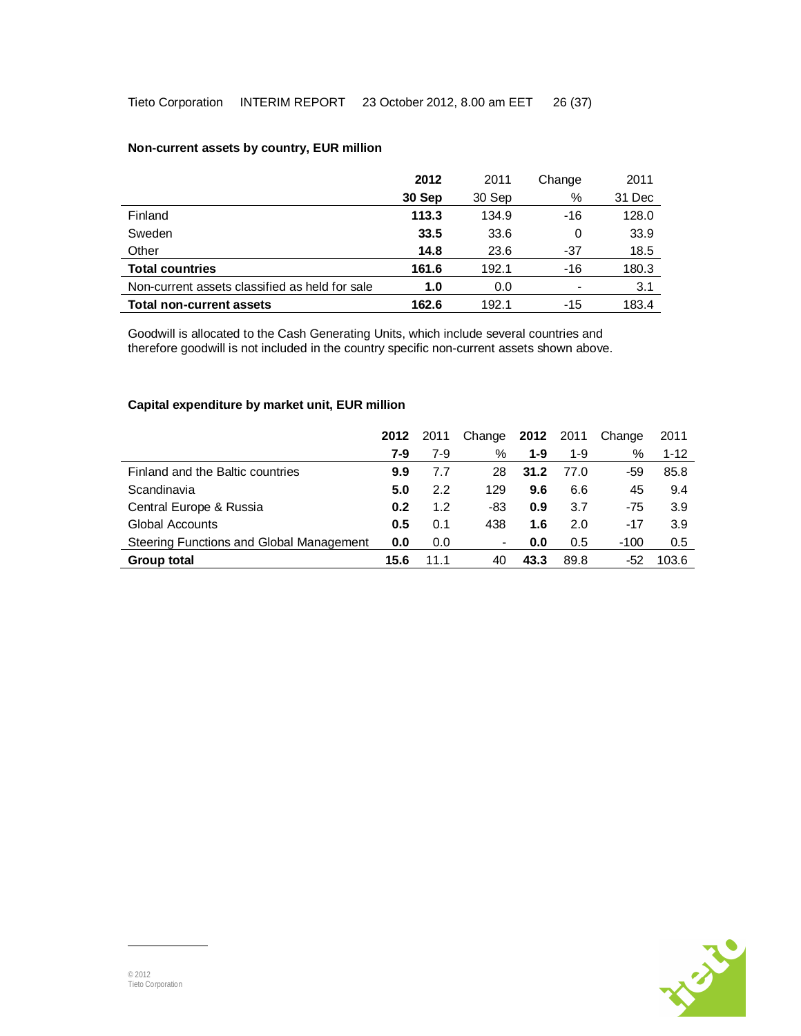**Non-current assets by country, EUR million**

| | **2012** | 2011 | Change | 2011 |
|---|---|---|---|---|
| | **30 Sep** | 30 Sep | % | 31 Dec |
| Finland | **113.3** | 134.9 | -16 | 128.0 |
| Sweden | **33.5** | 33.6 | 0 | 33.9 |
| Other | **14.8** | 23.6 | -37 | 18.5 |
| **Total countries** | **161.6** | 192.1 | -16 | 180.3 |
| Non-current assets classified as held for sale | **1.0** | 0.0 | - | 3.1 |
| **Total non-current assets** | **162.6** | 192.1 | -15 | 183.4 |

Goodwill is allocated to the Cash Generating Units, which include several countries and therefore goodwill is not included in the country specific non-current assets shown above.

**Capital expenditure by market unit, EUR million**

| | **2012** | 2011 | Change | **2012** | 2011 | Change | 2011 |
|---|---|---|---|---|---|---|---|
| | **7-9** | 7-9 | % | **1-9** | 1-9 | % | 1-12 |
| Finland and the Baltic countries | **9.9** | 7.7 | 28 | **31.2** | 77.0 | -59 | 85.8 |
| Scandinavia | **5.0** | 2.2 | 129 | **9.6** | 6.6 | 45 | 9.4 |
| Central Europe & Russia | **0.2** | 1.2 | -83 | **0.9** | 3.7 | -75 | 3.9 |
| Global Accounts | **0.5** | 0.1 | 438 | **1.6** | 2.0 | -17 | 3.9 |
| Steering Functions and Global Management | **0.0** | 0.0 | - | **0.0** | 0.5 | -100 | 0.5 |
| **Group total** | **15.6** | 11.1 | 40 | **43.3** | 89.8 | -52 | 103.6 |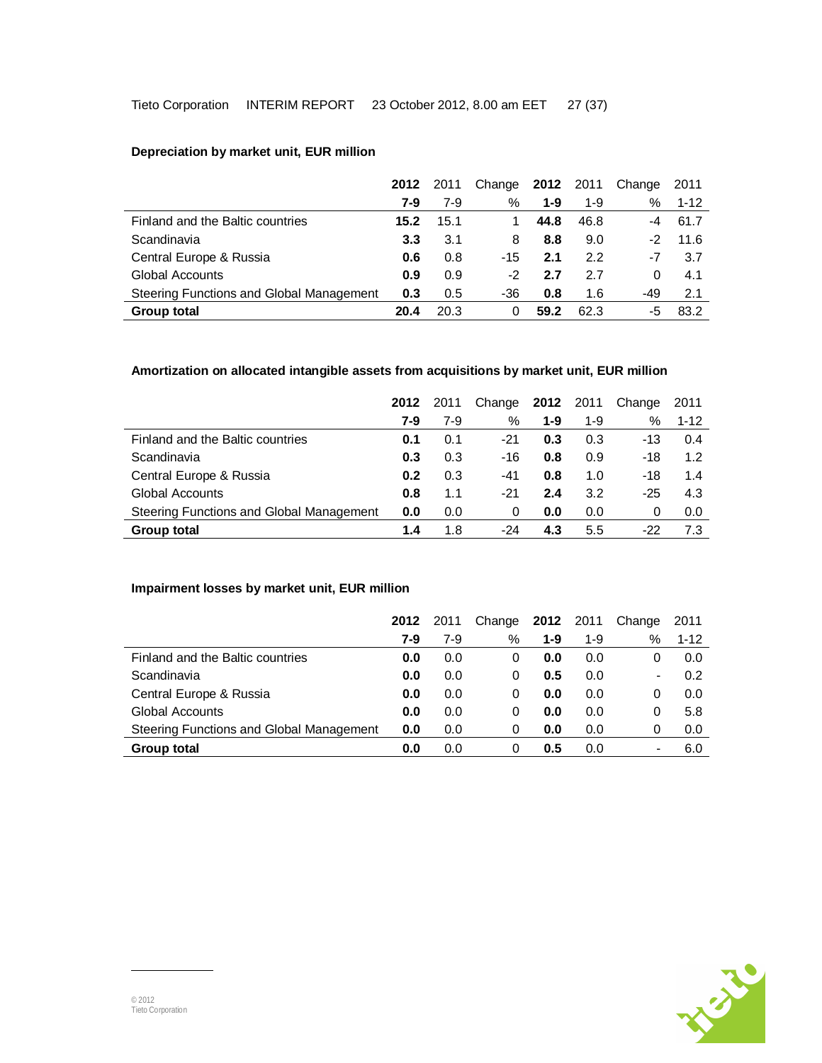**Depreciation by market unit, EUR million**

| | 2012 | 2011 | Change | 2012 | 2011 | Change | 2011 |
|---|---|---|---|---|---|---|---|
| | 7-9 | 7-9 | % | 1-9 | 1-9 | % | 1-12 |
| Finland and the Baltic countries | **15.2** | 15.1 | 1 | **44.8** | 46.8 | -4 | 61.7 |
| Scandinavia | **3.3** | 3.1 | 8 | **8.8** | 9.0 | -2 | 11.6 |
| Central Europe & Russia | **0.6** | 0.8 | -15 | **2.1** | 2.2 | -7 | 3.7 |
| Global Accounts | **0.9** | 0.9 | -2 | **2.7** | 2.7 | 0 | 4.1 |
| Steering Functions and Global Management | **0.3** | 0.5 | -36 | **0.8** | 1.6 | -49 | 2.1 |
| **Group total** | **20.4** | 20.3 | 0 | **59.2** | 62.3 | -5 | 83.2 |

**Amortization on allocated intangible assets from acquisitions by market unit, EUR million**

| | 2012 | 2011 | Change | 2012 | 2011 | Change | 2011 |
|---|---|---|---|---|---|---|---|
| | 7-9 | 7-9 | % | 1-9 | 1-9 | % | 1-12 |
| Finland and the Baltic countries | **0.1** | 0.1 | -21 | **0.3** | 0.3 | -13 | 0.4 |
| Scandinavia | **0.3** | 0.3 | -16 | **0.8** | 0.9 | -18 | 1.2 |
| Central Europe & Russia | **0.2** | 0.3 | -41 | **0.8** | 1.0 | -18 | 1.4 |
| Global Accounts | **0.8** | 1.1 | -21 | **2.4** | 3.2 | -25 | 4.3 |
| Steering Functions and Global Management | **0.0** | 0.0 | 0 | **0.0** | 0.0 | 0 | 0.0 |
| **Group total** | **1.4** | 1.8 | -24 | **4.3** | 5.5 | -22 | 7.3 |

**Impairment losses by market unit, EUR million**

| | 2012 | 2011 | Change | 2012 | 2011 | Change | 2011 |
|---|---|---|---|---|---|---|---|
| | 7-9 | 7-9 | % | 1-9 | 1-9 | % | 1-12 |
| Finland and the Baltic countries | **0.0** | 0.0 | 0 | **0.0** | 0.0 | 0 | 0.0 |
| Scandinavia | **0.0** | 0.0 | 0 | **0.5** | 0.0 | - | 0.2 |
| Central Europe & Russia | **0.0** | 0.0 | 0 | **0.0** | 0.0 | 0 | 0.0 |
| Global Accounts | **0.0** | 0.0 | 0 | **0.0** | 0.0 | 0 | 5.8 |
| Steering Functions and Global Management | **0.0** | 0.0 | 0 | **0.0** | 0.0 | 0 | 0.0 |
| **Group total** | **0.0** | 0.0 | 0 | **0.5** | 0.0 | - | 6.0 |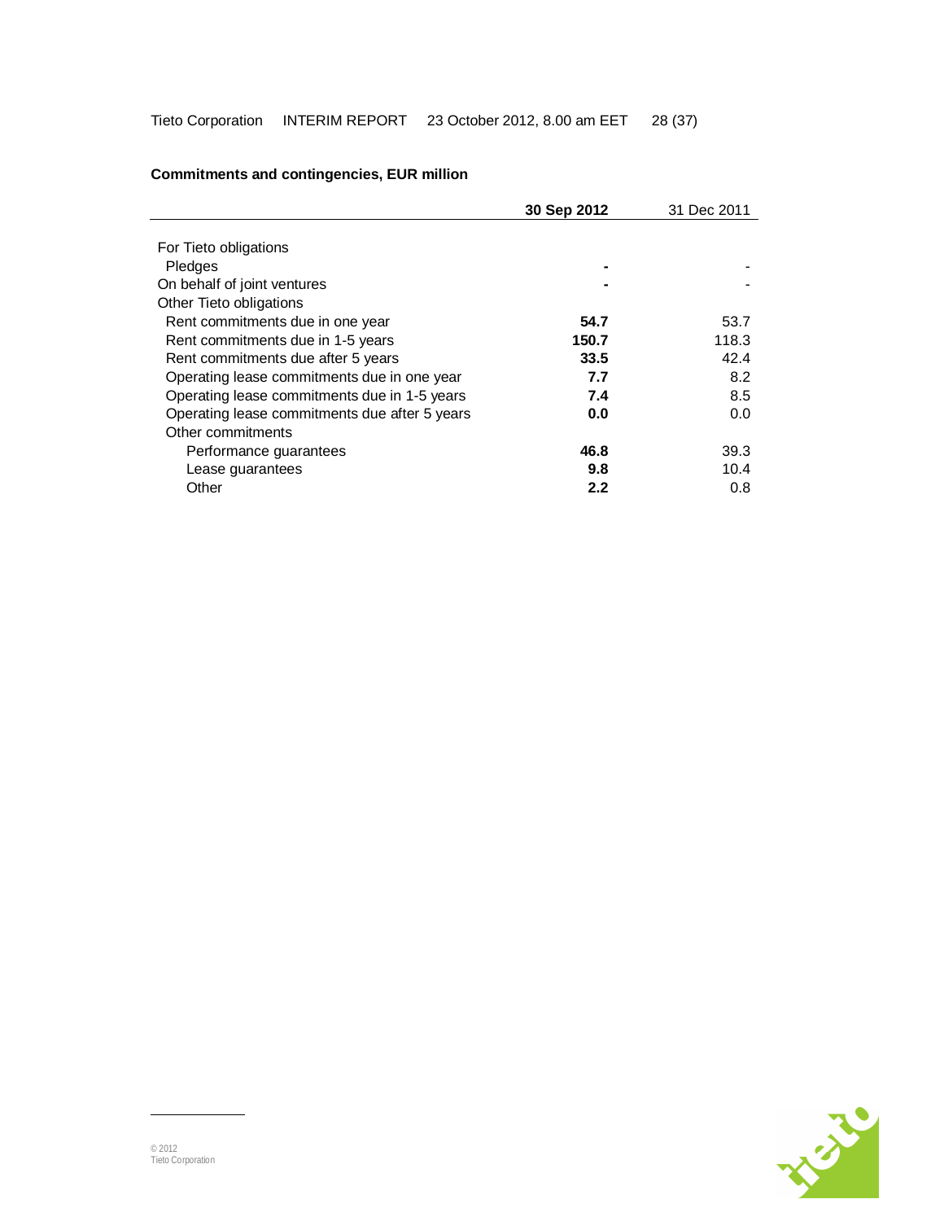**Commitments and contingencies, EUR million**

| | **30 Sep 2012** | 31 Dec 2011 |
|---|---|---|
| For Tieto obligations | | |
| Pledges | **-** | - |
| On behalf of joint ventures | **-** | - |
| Other Tieto obligations | | |
| Rent commitments due in one year | **54.7** | 53.7 |
| Rent commitments due in 1-5 years | **150.7** | 118.3 |
| Rent commitments due after 5 years | **33.5** | 42.4 |
| Operating lease commitments due in one year | **7.7** | 8.2 |
| Operating lease commitments due in 1-5 years | **7.4** | 8.5 |
| Operating lease commitments due after 5 years | **0.0** | 0.0 |
| Other commitments | | |
| Performance guarantees | **46.8** | 39.3 |
| Lease guarantees | **9.8** | 10.4 |
| Other | **2.2** | 0.8 |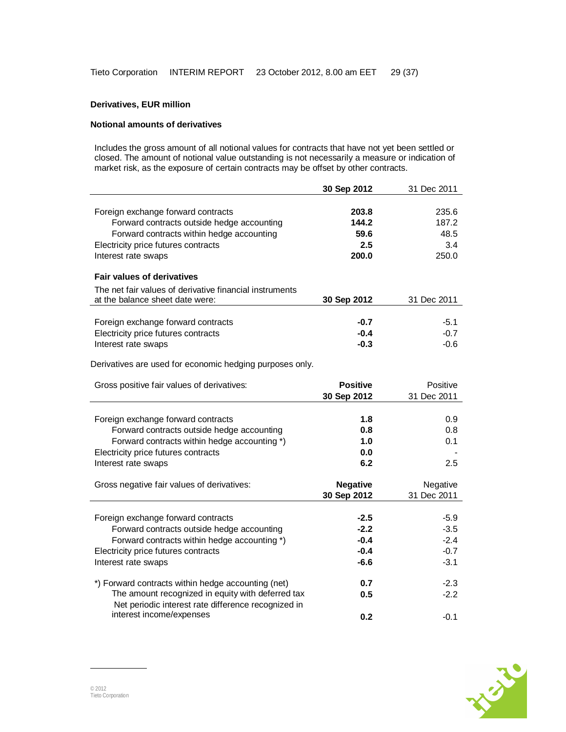## Derivatives, EUR million

### Notional amounts of derivatives

Includes the gross amount of all notional values for contracts that have not yet been settled or closed. The amount of notional value outstanding is not necessarily a measure or indication of market risk, as the exposure of certain contracts may be offset by other contracts.

| | **30 Sep 2012** | 31 Dec 2011 |
|---|---|---|
| Foreign exchange forward contracts | **203.8** | 235.6 |
| Forward contracts outside hedge accounting | **144.2** | 187.2 |
| Forward contracts within hedge accounting | **59.6** | 48.5 |
| Electricity price futures contracts | **2.5** | 3.4 |
| Interest rate swaps | **200.0** | 250.0 |

### Fair values of derivatives

| The net fair values of derivative financial instruments at the balance sheet date were: | **30 Sep 2012** | 31 Dec 2011 |
|---|---|---|
| Foreign exchange forward contracts | **-0.7** | -5.1 |
| Electricity price futures contracts | **-0.4** | -0.7 |
| Interest rate swaps | **-0.3** | -0.6 |

Derivatives are used for economic hedging purposes only.

| Gross positive fair values of derivatives: | **Positive 30 Sep 2012** | Positive 31 Dec 2011 |
|---|---|---|
| Foreign exchange forward contracts | **1.8** | 0.9 |
| Forward contracts outside hedge accounting | **0.8** | 0.8 |
| Forward contracts within hedge accounting *) | **1.0** | 0.1 |
| Electricity price futures contracts | **0.0** | - |
| Interest rate swaps | **6.2** | 2.5 |

| Gross negative fair values of derivatives: | **Negative 30 Sep 2012** | Negative 31 Dec 2011 |
|---|---|---|
| Foreign exchange forward contracts | **-2.5** | -5.9 |
| Forward contracts outside hedge accounting | **-2.2** | -3.5 |
| Forward contracts within hedge accounting *) | **-0.4** | -2.4 |
| Electricity price futures contracts | **-0.4** | -0.7 |
| Interest rate swaps | **-6.6** | -3.1 |
| *) Forward contracts within hedge accounting (net) | **0.7** | -2.3 |
| The amount recognized in equity with deferred tax | **0.5** | -2.2 |
| Net periodic interest rate difference recognized in interest income/expenses | **0.2** | -0.1 |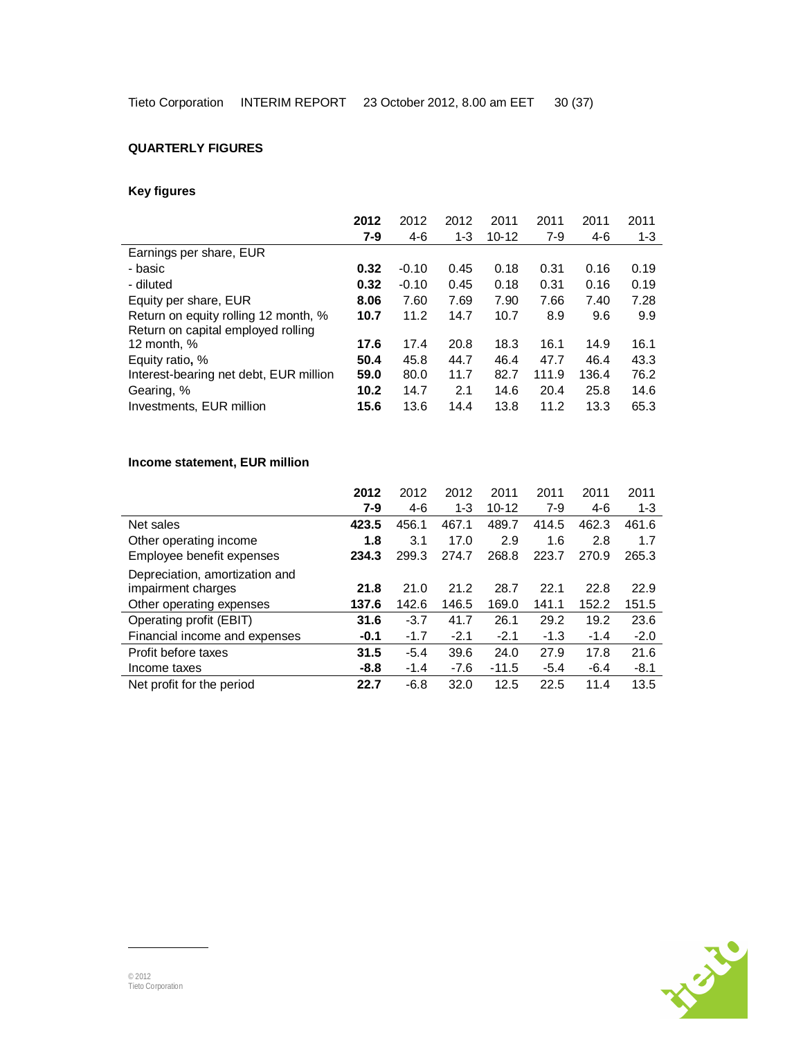## QUARTERLY FIGURES

### Key figures

| | **2012 7-9** | 2012 4-6 | 2012 1-3 | 2011 10-12 | 2011 7-9 | 2011 4-6 | 2011 1-3 |
|---|---|---|---|---|---|---|---|
| Earnings per share, EUR | | | | | | | |
| - basic | **0.32** | -0.10 | 0.45 | 0.18 | 0.31 | 0.16 | 0.19 |
| - diluted | **0.32** | -0.10 | 0.45 | 0.18 | 0.31 | 0.16 | 0.19 |
| Equity per share, EUR | **8.06** | 7.60 | 7.69 | 7.90 | 7.66 | 7.40 | 7.28 |
| Return on equity rolling 12 month, % | **10.7** | 11.2 | 14.7 | 10.7 | 8.9 | 9.6 | 9.9 |
| Return on capital employed rolling 12 month, % | **17.6** | 17.4 | 20.8 | 18.3 | 16.1 | 14.9 | 16.1 |
| Equity ratio, % | **50.4** | 45.8 | 44.7 | 46.4 | 47.7 | 46.4 | 43.3 |
| Interest-bearing net debt, EUR million | **59.0** | 80.0 | 11.7 | 82.7 | 111.9 | 136.4 | 76.2 |
| Gearing, % | **10.2** | 14.7 | 2.1 | 14.6 | 20.4 | 25.8 | 14.6 |
| Investments, EUR million | **15.6** | 13.6 | 14.4 | 13.8 | 11.2 | 13.3 | 65.3 |

### Income statement, EUR million

| | **2012 7-9** | 2012 4-6 | 2012 1-3 | 2011 10-12 | 2011 7-9 | 2011 4-6 | 2011 1-3 |
|---|---|---|---|---|---|---|---|
| Net sales | **423.5** | 456.1 | 467.1 | 489.7 | 414.5 | 462.3 | 461.6 |
| Other operating income | **1.8** | 3.1 | 17.0 | 2.9 | 1.6 | 2.8 | 1.7 |
| Employee benefit expenses | **234.3** | 299.3 | 274.7 | 268.8 | 223.7 | 270.9 | 265.3 |
| Depreciation, amortization and impairment charges | **21.8** | 21.0 | 21.2 | 28.7 | 22.1 | 22.8 | 22.9 |
| Other operating expenses | **137.6** | 142.6 | 146.5 | 169.0 | 141.1 | 152.2 | 151.5 |
| Operating profit (EBIT) | **31.6** | -3.7 | 41.7 | 26.1 | 29.2 | 19.2 | 23.6 |
| Financial income and expenses | **-0.1** | -1.7 | -2.1 | -2.1 | -1.3 | -1.4 | -2.0 |
| Profit before taxes | **31.5** | -5.4 | 39.6 | 24.0 | 27.9 | 17.8 | 21.6 |
| Income taxes | **-8.8** | -1.4 | -7.6 | -11.5 | -5.4 | -6.4 | -8.1 |
| Net profit for the period | **22.7** | -6.8 | 32.0 | 12.5 | 22.5 | 11.4 | 13.5 |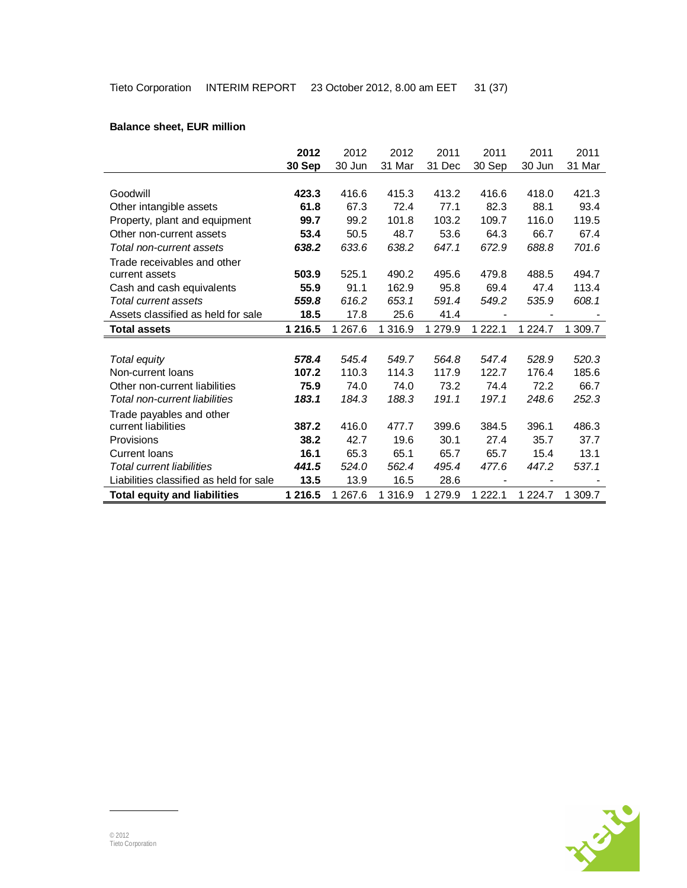**Balance sheet, EUR million**

| | **2012 30 Sep** | 2012 30 Jun | 2012 31 Mar | 2011 31 Dec | 2011 30 Sep | 2011 30 Jun | 2011 31 Mar |
|---|---|---|---|---|---|---|---|
| Goodwill | **423.3** | 416.6 | 415.3 | 413.2 | 416.6 | 418.0 | 421.3 |
| Other intangible assets | **61.8** | 67.3 | 72.4 | 77.1 | 82.3 | 88.1 | 93.4 |
| Property, plant and equipment | **99.7** | 99.2 | 101.8 | 103.2 | 109.7 | 116.0 | 119.5 |
| Other non-current assets | **53.4** | 50.5 | 48.7 | 53.6 | 64.3 | 66.7 | 67.4 |
| *Total non-current assets* | ***638.2*** | *633.6* | *638.2* | *647.1* | *672.9* | *688.8* | *701.6* |
| Trade receivables and other current assets | **503.9** | 525.1 | 490.2 | 495.6 | 479.8 | 488.5 | 494.7 |
| Cash and cash equivalents | **55.9** | 91.1 | 162.9 | 95.8 | 69.4 | 47.4 | 113.4 |
| *Total current assets* | ***559.8*** | *616.2* | *653.1* | *591.4* | *549.2* | *535.9* | *608.1* |
| Assets classified as held for sale | **18.5** | 17.8 | 25.6 | 41.4 | - | - | - |
| **Total assets** | **1 216.5** | 1 267.6 | 1 316.9 | 1 279.9 | 1 222.1 | 1 224.7 | 1 309.7 |
| | | | | | | | |
| *Total equity* | ***578.4*** | *545.4* | *549.7* | *564.8* | *547.4* | *528.9* | *520.3* |
| Non-current loans | **107.2** | 110.3 | 114.3 | 117.9 | 122.7 | 176.4 | 185.6 |
| Other non-current liabilities | **75.9** | 74.0 | 74.0 | 73.2 | 74.4 | 72.2 | 66.7 |
| *Total non-current liabilities* | ***183.1*** | *184.3* | *188.3* | *191.1* | *197.1* | *248.6* | *252.3* |
| Trade payables and other current liabilities | **387.2** | 416.0 | 477.7 | 399.6 | 384.5 | 396.1 | 486.3 |
| Provisions | **38.2** | 42.7 | 19.6 | 30.1 | 27.4 | 35.7 | 37.7 |
| Current loans | **16.1** | 65.3 | 65.1 | 65.7 | 65.7 | 15.4 | 13.1 |
| *Total current liabilities* | ***441.5*** | *524.0* | *562.4* | *495.4* | *477.6* | *447.2* | *537.1* |
| Liabilities classified as held for sale | **13.5** | 13.9 | 16.5 | 28.6 | - | - | - |
| **Total equity and liabilities** | **1 216.5** | 1 267.6 | 1 316.9 | 1 279.9 | 1 222.1 | 1 224.7 | 1 309.7 |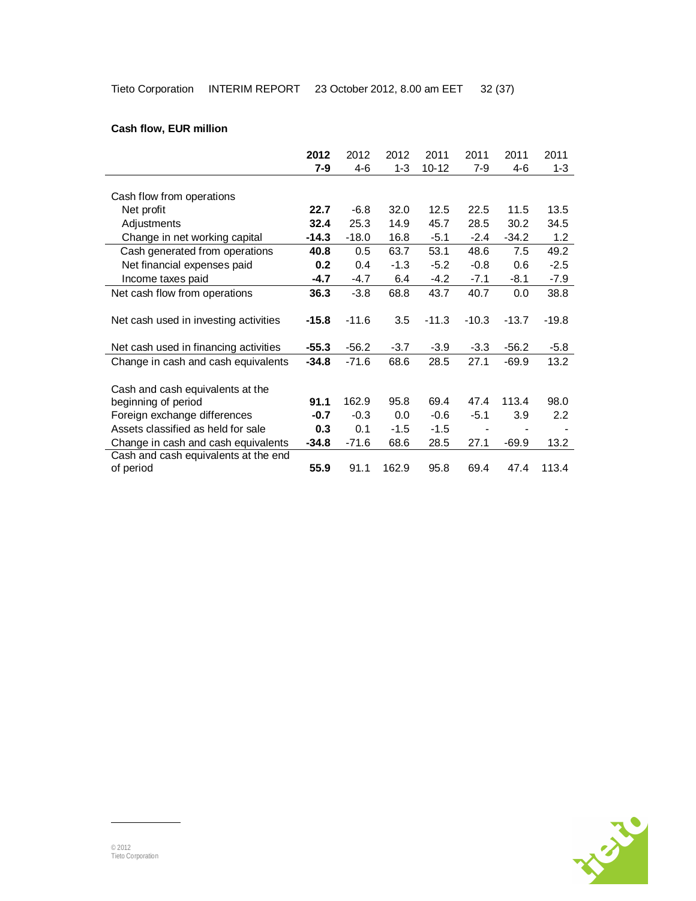**Cash flow, EUR million**

| | **2012 7-9** | 2012 4-6 | 2012 1-3 | 2011 10-12 | 2011 7-9 | 2011 4-6 | 2011 1-3 |
|---|---|---|---|---|---|---|---|
| Cash flow from operations | | | | | | | |
| Net profit | **22.7** | -6.8 | 32.0 | 12.5 | 22.5 | 11.5 | 13.5 |
| Adjustments | **32.4** | 25.3 | 14.9 | 45.7 | 28.5 | 30.2 | 34.5 |
| Change in net working capital | **-14.3** | -18.0 | 16.8 | -5.1 | -2.4 | -34.2 | 1.2 |
| Cash generated from operations | **40.8** | 0.5 | 63.7 | 53.1 | 48.6 | 7.5 | 49.2 |
| Net financial expenses paid | **0.2** | 0.4 | -1.3 | -5.2 | -0.8 | 0.6 | -2.5 |
| Income taxes paid | **-4.7** | -4.7 | 6.4 | -4.2 | -7.1 | -8.1 | -7.9 |
| Net cash flow from operations | **36.3** | -3.8 | 68.8 | 43.7 | 40.7 | 0.0 | 38.8 |
| Net cash used in investing activities | **-15.8** | -11.6 | 3.5 | -11.3 | -10.3 | -13.7 | -19.8 |
| Net cash used in financing activities | **-55.3** | -56.2 | -3.7 | -3.9 | -3.3 | -56.2 | -5.8 |
| Change in cash and cash equivalents | **-34.8** | -71.6 | 68.6 | 28.5 | 27.1 | -69.9 | 13.2 |
| Cash and cash equivalents at the beginning of period | **91.1** | 162.9 | 95.8 | 69.4 | 47.4 | 113.4 | 98.0 |
| Foreign exchange differences | **-0.7** | -0.3 | 0.0 | -0.6 | -5.1 | 3.9 | 2.2 |
| Assets classified as held for sale | **0.3** | 0.1 | -1.5 | -1.5 | - | - | - |
| Change in cash and cash equivalents | **-34.8** | -71.6 | 68.6 | 28.5 | 27.1 | -69.9 | 13.2 |
| Cash and cash equivalents at the end of period | **55.9** | 91.1 | 162.9 | 95.8 | 69.4 | 47.4 | 113.4 |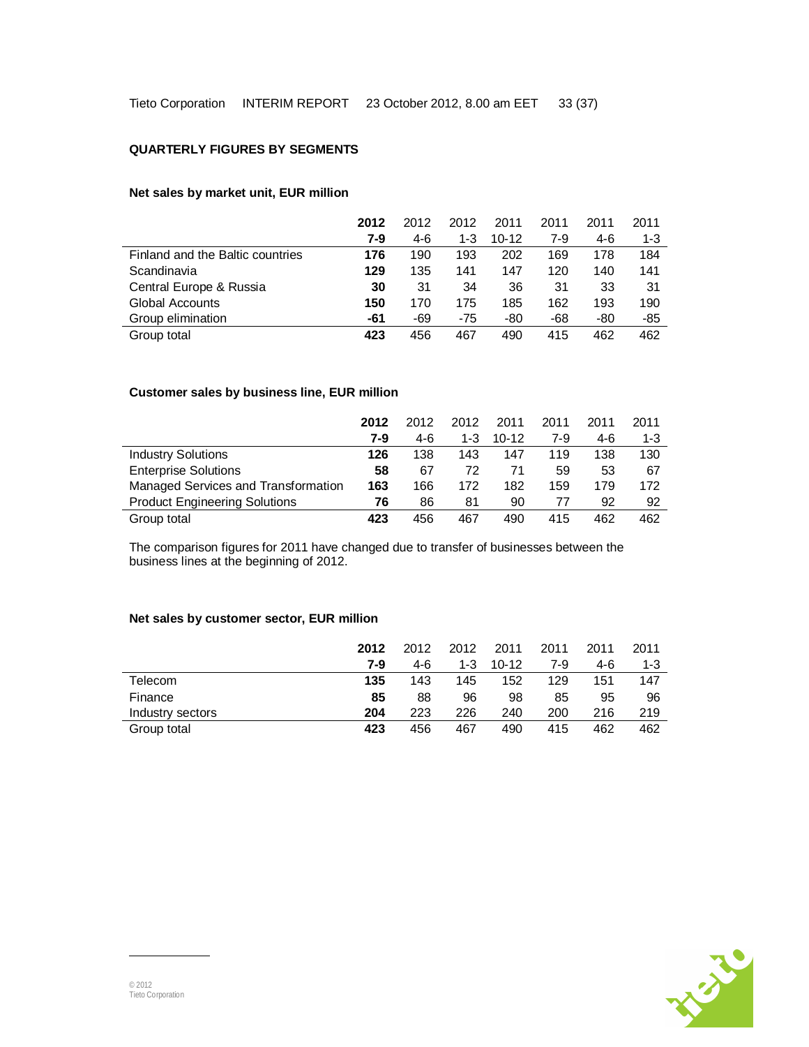## QUARTERLY FIGURES BY SEGMENTS

### Net sales by market unit, EUR million

| | **2012** | 2012 | 2012 | 2011 | 2011 | 2011 | 2011 |
|---|---|---|---|---|---|---|---|
| | **7-9** | 4-6 | 1-3 | 10-12 | 7-9 | 4-6 | 1-3 |
| Finland and the Baltic countries | **176** | 190 | 193 | 202 | 169 | 178 | 184 |
| Scandinavia | **129** | 135 | 141 | 147 | 120 | 140 | 141 |
| Central Europe & Russia | **30** | 31 | 34 | 36 | 31 | 33 | 31 |
| Global Accounts | **150** | 170 | 175 | 185 | 162 | 193 | 190 |
| Group elimination | **-61** | -69 | -75 | -80 | -68 | -80 | -85 |
| Group total | **423** | 456 | 467 | 490 | 415 | 462 | 462 |

### Customer sales by business line, EUR million

| | **2012** | 2012 | 2012 | 2011 | 2011 | 2011 | 2011 |
|---|---|---|---|---|---|---|---|
| | **7-9** | 4-6 | 1-3 | 10-12 | 7-9 | 4-6 | 1-3 |
| Industry Solutions | **126** | 138 | 143 | 147 | 119 | 138 | 130 |
| Enterprise Solutions | **58** | 67 | 72 | 71 | 59 | 53 | 67 |
| Managed Services and Transformation | **163** | 166 | 172 | 182 | 159 | 179 | 172 |
| Product Engineering Solutions | **76** | 86 | 81 | 90 | 77 | 92 | 92 |
| Group total | **423** | 456 | 467 | 490 | 415 | 462 | 462 |

The comparison figures for 2011 have changed due to transfer of businesses between the business lines at the beginning of 2012.

### Net sales by customer sector, EUR million

| | **2012** | 2012 | 2012 | 2011 | 2011 | 2011 | 2011 |
|---|---|---|---|---|---|---|---|
| | **7-9** | 4-6 | 1-3 | 10-12 | 7-9 | 4-6 | 1-3 |
| Telecom | **135** | 143 | 145 | 152 | 129 | 151 | 147 |
| Finance | **85** | 88 | 96 | 98 | 85 | 95 | 96 |
| Industry sectors | **204** | 223 | 226 | 240 | 200 | 216 | 219 |
| Group total | **423** | 456 | 467 | 490 | 415 | 462 | 462 |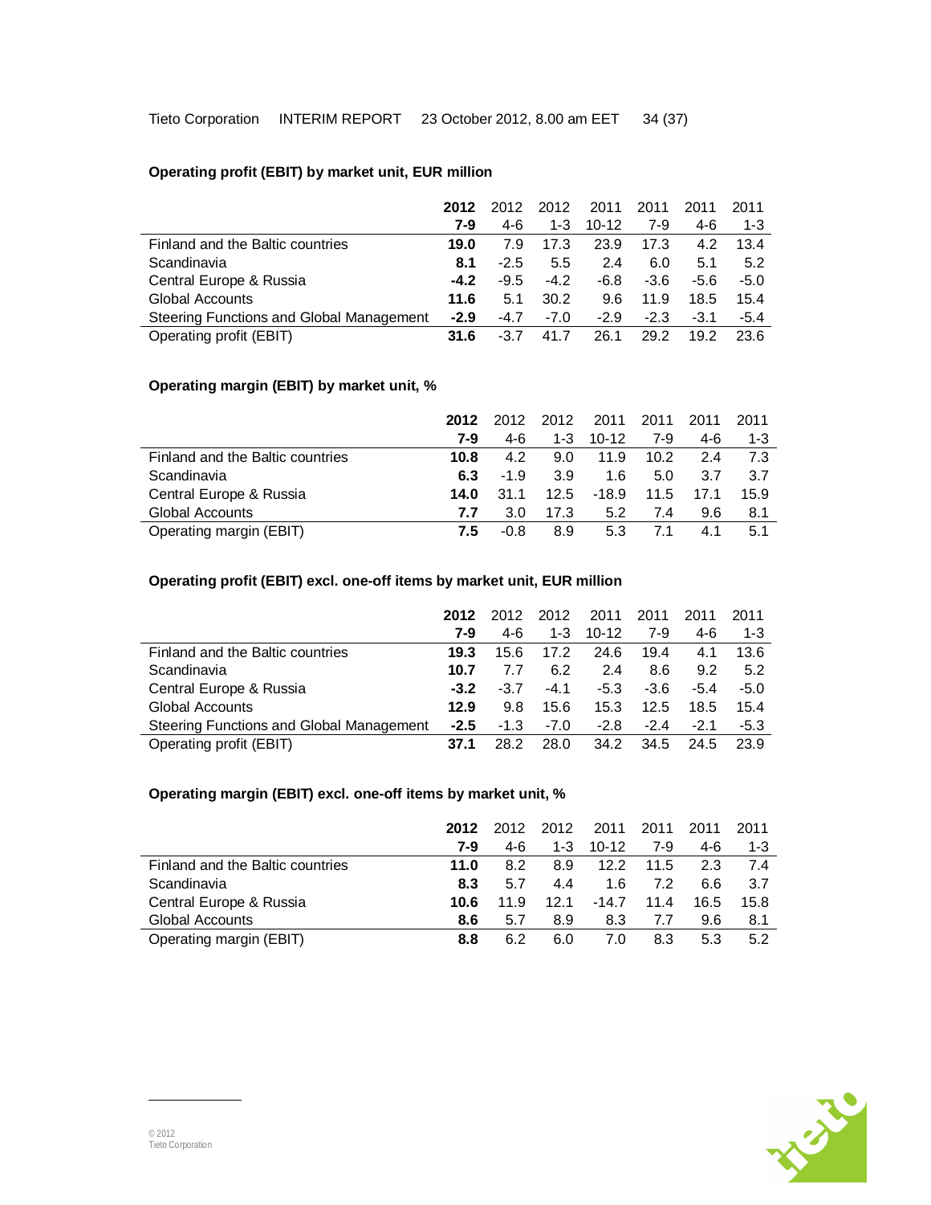**Operating profit (EBIT) by market unit, EUR million**

| | **2012 7-9** | 2012 4-6 | 2012 1-3 | 2011 10-12 | 2011 7-9 | 2011 4-6 | 2011 1-3 |
|---|---|---|---|---|---|---|---|
| Finland and the Baltic countries | **19.0** | 7.9 | 17.3 | 23.9 | 17.3 | 4.2 | 13.4 |
| Scandinavia | **8.1** | -2.5 | 5.5 | 2.4 | 6.0 | 5.1 | 5.2 |
| Central Europe & Russia | **-4.2** | -9.5 | -4.2 | -6.8 | -3.6 | -5.6 | -5.0 |
| Global Accounts | **11.6** | 5.1 | 30.2 | 9.6 | 11.9 | 18.5 | 15.4 |
| Steering Functions and Global Management | **-2.9** | -4.7 | -7.0 | -2.9 | -2.3 | -3.1 | -5.4 |
| Operating profit (EBIT) | **31.6** | -3.7 | 41.7 | 26.1 | 29.2 | 19.2 | 23.6 |

**Operating margin (EBIT) by market unit, %**

| | **2012 7-9** | 2012 4-6 | 2012 1-3 | 2011 10-12 | 2011 7-9 | 2011 4-6 | 2011 1-3 |
|---|---|---|---|---|---|---|---|
| Finland and the Baltic countries | **10.8** | 4.2 | 9.0 | 11.9 | 10.2 | 2.4 | 7.3 |
| Scandinavia | **6.3** | -1.9 | 3.9 | 1.6 | 5.0 | 3.7 | 3.7 |
| Central Europe & Russia | **14.0** | 31.1 | 12.5 | -18.9 | 11.5 | 17.1 | 15.9 |
| Global Accounts | **7.7** | 3.0 | 17.3 | 5.2 | 7.4 | 9.6 | 8.1 |
| Operating margin (EBIT) | **7.5** | -0.8 | 8.9 | 5.3 | 7.1 | 4.1 | 5.1 |

**Operating profit (EBIT) excl. one-off items by market unit, EUR million**

| | **2012 7-9** | 2012 4-6 | 2012 1-3 | 2011 10-12 | 2011 7-9 | 2011 4-6 | 2011 1-3 |
|---|---|---|---|---|---|---|---|
| Finland and the Baltic countries | **19.3** | 15.6 | 17.2 | 24.6 | 19.4 | 4.1 | 13.6 |
| Scandinavia | **10.7** | 7.7 | 6.2 | 2.4 | 8.6 | 9.2 | 5.2 |
| Central Europe & Russia | **-3.2** | -3.7 | -4.1 | -5.3 | -3.6 | -5.4 | -5.0 |
| Global Accounts | **12.9** | 9.8 | 15.6 | 15.3 | 12.5 | 18.5 | 15.4 |
| Steering Functions and Global Management | **-2.5** | -1.3 | -7.0 | -2.8 | -2.4 | -2.1 | -5.3 |
| Operating profit (EBIT) | **37.1** | 28.2 | 28.0 | 34.2 | 34.5 | 24.5 | 23.9 |

**Operating margin (EBIT) excl. one-off items by market unit, %**

| | **2012 7-9** | 2012 4-6 | 2012 1-3 | 2011 10-12 | 2011 7-9 | 2011 4-6 | 2011 1-3 |
|---|---|---|---|---|---|---|---|
| Finland and the Baltic countries | **11.0** | 8.2 | 8.9 | 12.2 | 11.5 | 2.3 | 7.4 |
| Scandinavia | **8.3** | 5.7 | 4.4 | 1.6 | 7.2 | 6.6 | 3.7 |
| Central Europe & Russia | **10.6** | 11.9 | 12.1 | -14.7 | 11.4 | 16.5 | 15.8 |
| Global Accounts | **8.6** | 5.7 | 8.9 | 8.3 | 7.7 | 9.6 | 8.1 |
| Operating margin (EBIT) | **8.8** | 6.2 | 6.0 | 7.0 | 8.3 | 5.3 | 5.2 |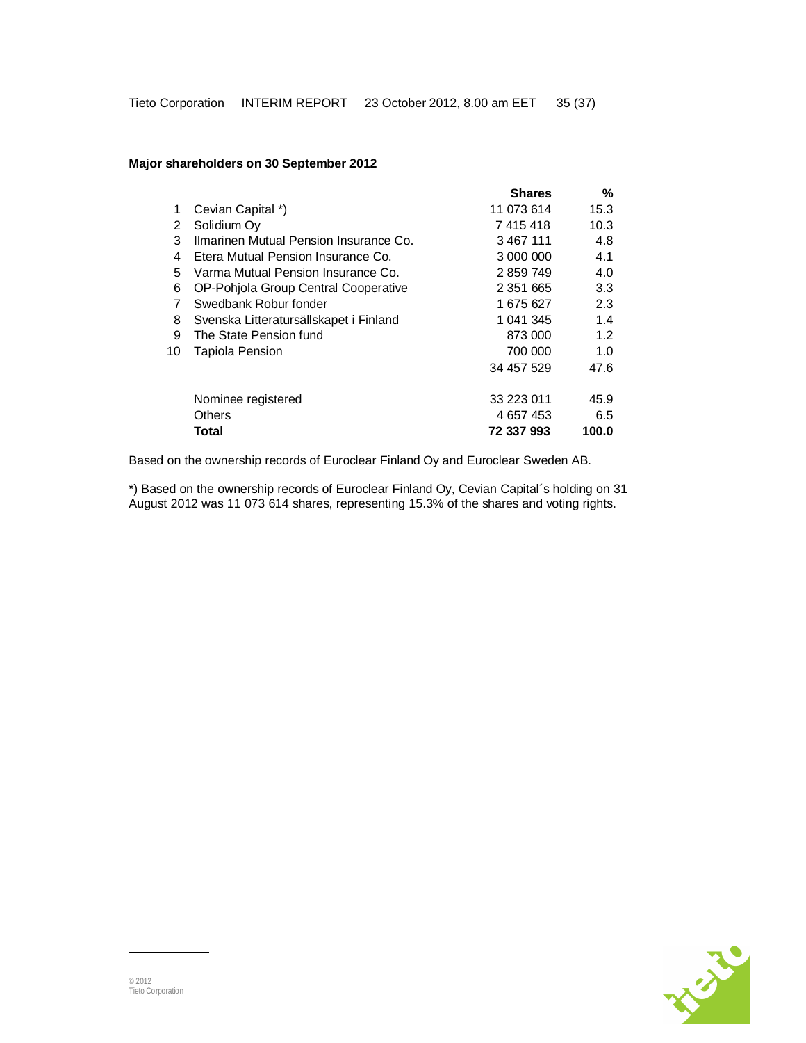**Major shareholders on 30 September 2012**

| | | Shares | % |
|---|---|---|---|
| 1 | Cevian Capital *) | 11 073 614 | 15.3 |
| 2 | Solidium Oy | 7 415 418 | 10.3 |
| 3 | Ilmarinen Mutual Pension Insurance Co. | 3 467 111 | 4.8 |
| 4 | Etera Mutual Pension Insurance Co. | 3 000 000 | 4.1 |
| 5 | Varma Mutual Pension Insurance Co. | 2 859 749 | 4.0 |
| 6 | OP-Pohjola Group Central Cooperative | 2 351 665 | 3.3 |
| 7 | Swedbank Robur fonder | 1 675 627 | 2.3 |
| 8 | Svenska Litteratursällskapet i Finland | 1 041 345 | 1.4 |
| 9 | The State Pension fund | 873 000 | 1.2 |
| 10 | Tapiola Pension | 700 000 | 1.0 |
| | | 34 457 529 | 47.6 |
| | Nominee registered | 33 223 011 | 45.9 |
| | Others | 4 657 453 | 6.5 |
| | **Total** | **72 337 993** | **100.0** |

Based on the ownership records of Euroclear Finland Oy and Euroclear Sweden AB.

*) Based on the ownership records of Euroclear Finland Oy, Cevian Capital´s holding on 31 August 2012 was 11 073 614 shares, representing 15.3% of the shares and voting rights.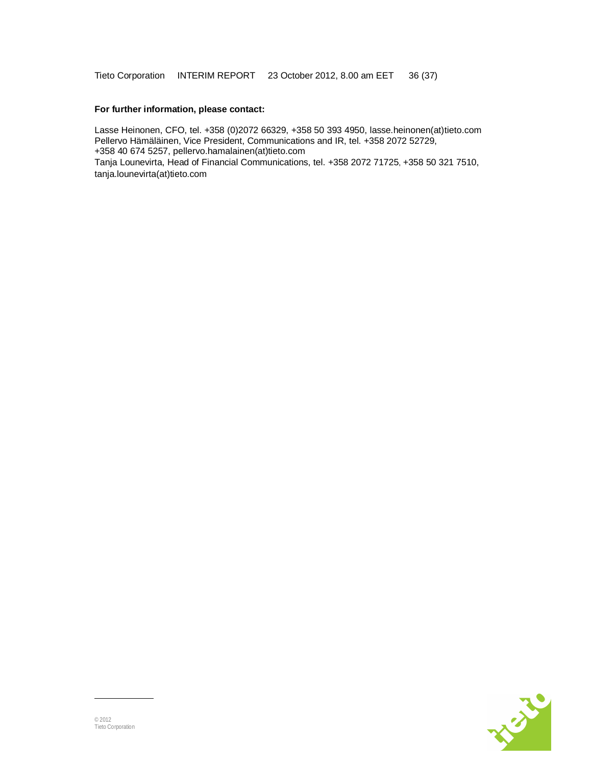**For further information, please contact:**

Lasse Heinonen, CFO, tel. +358 (0)2072 66329, +358 50 393 4950, lasse.heinonen(at)tieto.com
Pellervo Hämäläinen, Vice President, Communications and IR, tel. +358 2072 52729, +358 40 674 5257, pellervo.hamalainen(at)tieto.com
Tanja Lounevirta, Head of Financial Communications, tel. +358 2072 71725, +358 50 321 7510, tanja.lounevirta(at)tieto.com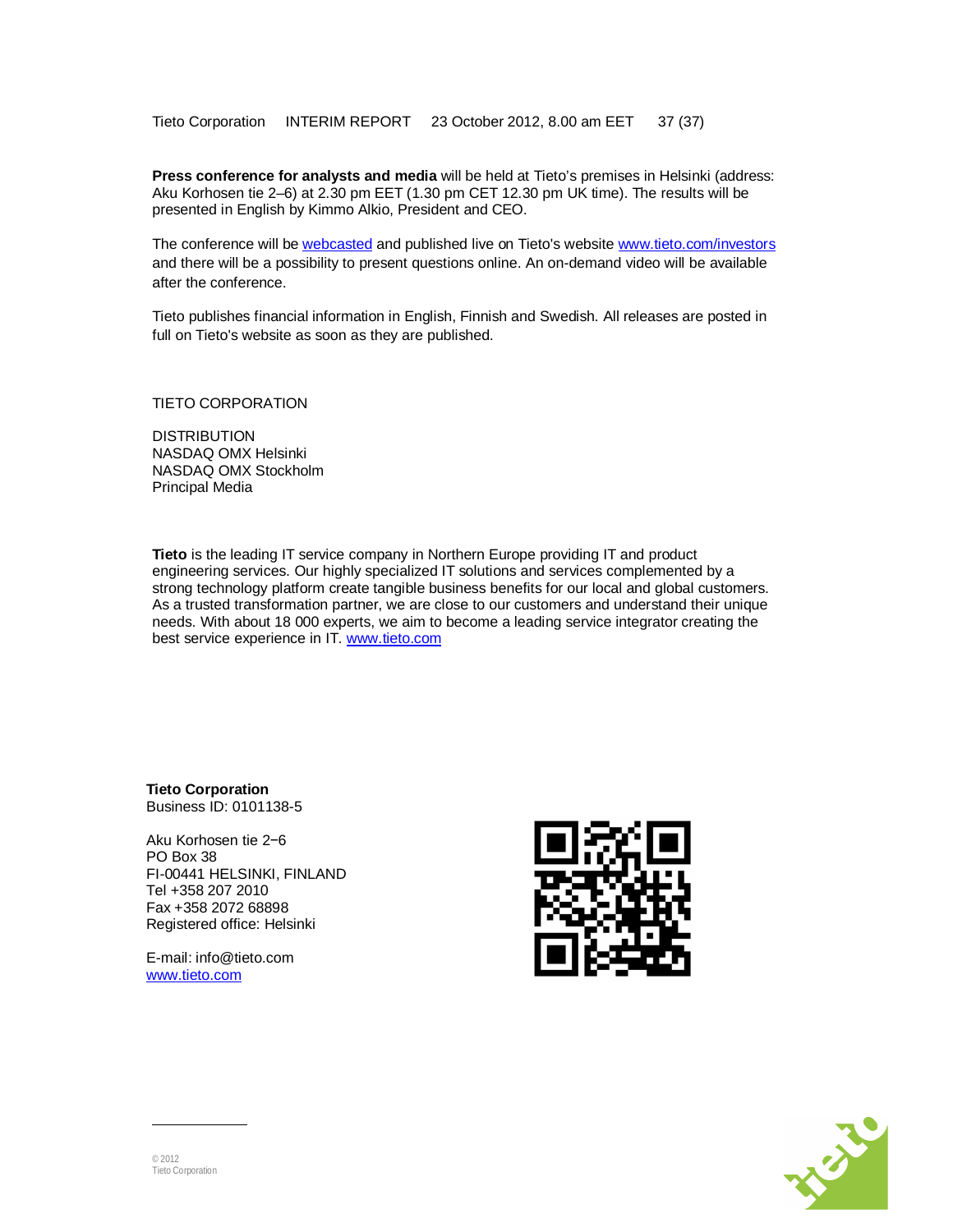**Press conference for analysts and media** will be held at Tieto's premises in Helsinki (address: Aku Korhosen tie 2–6) at 2.30 pm EET (1.30 pm CET 12.30 pm UK time). The results will be presented in English by Kimmo Alkio, President and CEO.

The conference will be webcasted and published live on Tieto's website www.tieto.com/investors and there will be a possibility to present questions online. An on-demand video will be available after the conference.

Tieto publishes financial information in English, Finnish and Swedish. All releases are posted in full on Tieto's website as soon as they are published.

TIETO CORPORATION

DISTRIBUTION
NASDAQ OMX Helsinki
NASDAQ OMX Stockholm
Principal Media

**Tieto** is the leading IT service company in Northern Europe providing IT and product engineering services. Our highly specialized IT solutions and services complemented by a strong technology platform create tangible business benefits for our local and global customers. As a trusted transformation partner, we are close to our customers and understand their unique needs. With about 18 000 experts, we aim to become a leading service integrator creating the best service experience in IT. www.tieto.com

**Tieto Corporation**
Business ID: 0101138-5

Aku Korhosen tie 2−6
PO Box 38
FI-00441 HELSINKI, FINLAND
Tel +358 207 2010
Fax +358 2072 68898
Registered office: Helsinki

E-mail: info@tieto.com
www.tieto.com

© 2012
Tieto Corporation